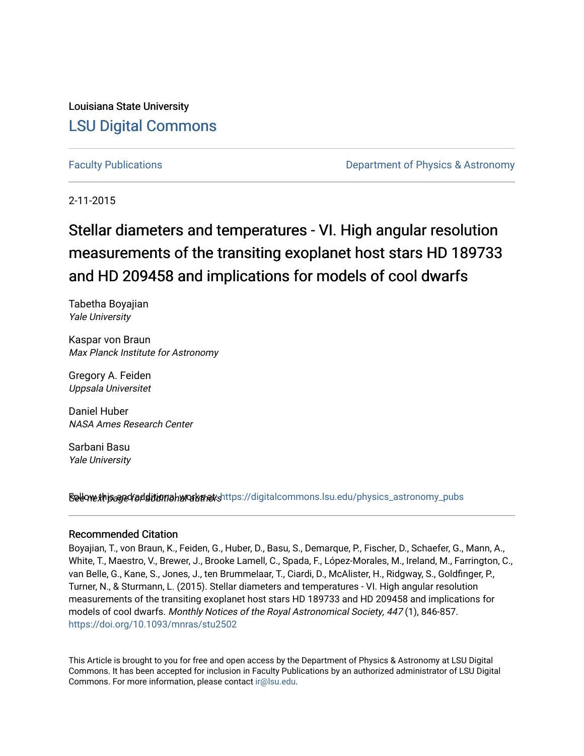Louisiana State University

[LSU Digital Commons](https://digitalcommons.lsu.edu)

Faculty Publications

Department of Physics & Astronomy

2-11-2015

# Stellar diameters and temperatures - VI. High angular resolution measurements of the transiting exoplanet host stars HD 189733 and HD 209458 and implications for models of cool dwarfs

Tabetha Boyajian
*Yale University*

Kaspar von Braun
*Max Planck Institute for Astronomy*

Gregory A. Feiden
*Uppsala Universitet*

Daniel Huber
*NASA Ames Research Center*

Sarbani Basu
*Yale University*

See next page for additional authors

Follow this and additional works at: https://digitalcommons.lsu.edu/physics_astronomy_pubs

## Recommended Citation

Boyajian, T., von Braun, K., Feiden, G., Huber, D., Basu, S., Demarque, P., Fischer, D., Schaefer, G., Mann, A., White, T., Maestro, V., Brewer, J., Brooke Lamell, C., Spada, F., López-Morales, M., Ireland, M., Farrington, C., van Belle, G., Kane, S., Jones, J., ten Brummelaar, T., Ciardi, D., McAlister, H., Ridgway, S., Goldfinger, P., Turner, N., & Sturmann, L. (2015). Stellar diameters and temperatures - VI. High angular resolution measurements of the transiting exoplanet host stars HD 189733 and HD 209458 and implications for models of cool dwarfs. *Monthly Notices of the Royal Astronomical Society, 447* (1), 846-857. https://doi.org/10.1093/mnras/stu2502

This Article is brought to you for free and open access by the Department of Physics & Astronomy at LSU Digital Commons. It has been accepted for inclusion in Faculty Publications by an authorized administrator of LSU Digital Commons. For more information, please contact ir@lsu.edu.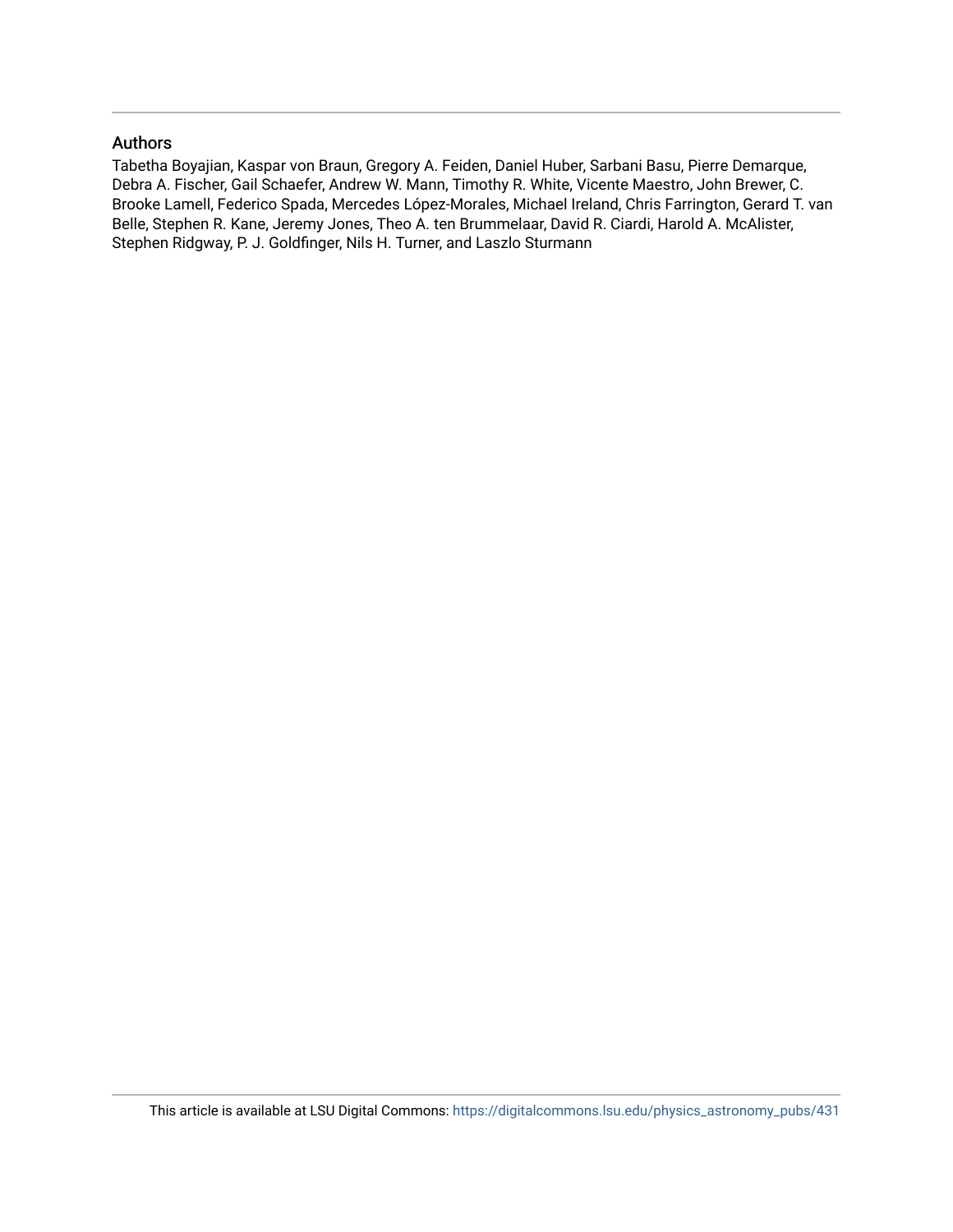### Authors

Tabetha Boyajian, Kaspar von Braun, Gregory A. Feiden, Daniel Huber, Sarbani Basu, Pierre Demarque, Debra A. Fischer, Gail Schaefer, Andrew W. Mann, Timothy R. White, Vicente Maestro, John Brewer, C. Brooke Lamell, Federico Spada, Mercedes López-Morales, Michael Ireland, Chris Farrington, Gerard T. van Belle, Stephen R. Kane, Jeremy Jones, Theo A. ten Brummelaar, David R. Ciardi, Harold A. McAlister, Stephen Ridgway, P. J. Goldfinger, Nils H. Turner, and Laszlo Sturmann

This article is available at LSU Digital Commons: https://digitalcommons.lsu.edu/physics_astronomy_pubs/431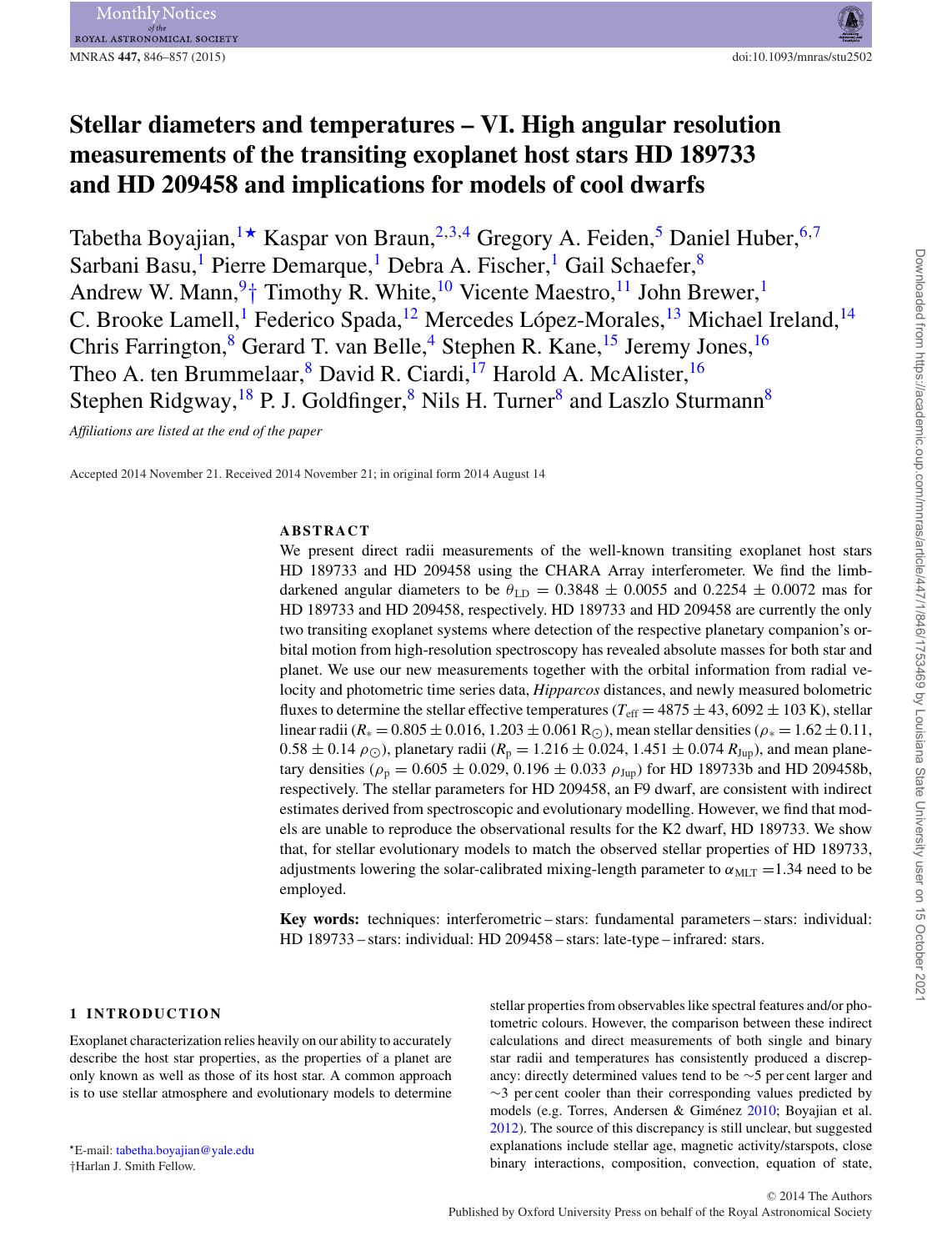# Stellar diameters and temperatures – VI. High angular resolution measurements of the transiting exoplanet host stars HD 189733 and HD 209458 and implications for models of cool dwarfs

Tabetha Boyajian,[1★] Kaspar von Braun,[2,3,4] Gregory A. Feiden,[5] Daniel Huber,[6,7] Sarbani Basu,[1] Pierre Demarque,[1] Debra A. Fischer,[1] Gail Schaefer,[8] Andrew W. Mann,[9†] Timothy R. White,[10] Vicente Maestro,[11] John Brewer,[1] C. Brooke Lamell,[1] Federico Spada,[12] Mercedes López-Morales,[13] Michael Ireland,[14] Chris Farrington,[8] Gerard T. van Belle,[4] Stephen R. Kane,[15] Jeremy Jones,[16] Theo A. ten Brummelaar,[8] David R. Ciardi,[17] Harold A. McAlister,[16] Stephen Ridgway,[18] P. J. Goldfinger,[8] Nils H. Turner[8] and Laszlo Sturmann[8]

*Affiliations are listed at the end of the paper*

Accepted 2014 November 21. Received 2014 November 21; in original form 2014 August 14

## ABSTRACT

We present direct radii measurements of the well-known transiting exoplanet host stars HD 189733 and HD 209458 using the CHARA Array interferometer. We find the limb-darkened angular diameters to be $\theta_{\rm LD} = 0.3848 \pm 0.0055$ and $0.2254 \pm 0.0072$ mas for HD 189733 and HD 209458, respectively. HD 189733 and HD 209458 are currently the only two transiting exoplanet systems where detection of the respective planetary companion's orbital motion from high-resolution spectroscopy has revealed absolute masses for both star and planet. We use our new measurements together with the orbital information from radial velocity and photometric time series data, *Hipparcos* distances, and newly measured bolometric fluxes to determine the stellar effective temperatures ($T_{\rm eff} = 4875 \pm 43$, $6092 \pm 103$ K), stellar linear radii ($R_* = 0.805 \pm 0.016$, $1.203 \pm 0.061$ $\mathrm{R}_{\odot}$), mean stellar densities ($\rho_* = 1.62 \pm 0.11$, $0.58 \pm 0.14$ $\rho_{\odot}$), planetary radii ($R_{\rm p} = 1.216 \pm 0.024$, $1.451 \pm 0.074$ $R_{\rm Jup}$), and mean planetary densities ($\rho_{\rm p} = 0.605 \pm 0.029$, $0.196 \pm 0.033$ $\rho_{\rm Jup}$) for HD 189733b and HD 209458b, respectively. The stellar parameters for HD 209458, an F9 dwarf, are consistent with indirect estimates derived from spectroscopic and evolutionary modelling. However, we find that models are unable to reproduce the observational results for the K2 dwarf, HD 189733. We show that, for stellar evolutionary models to match the observed stellar properties of HD 189733, adjustments lowering the solar-calibrated mixing-length parameter to $\alpha_{\rm MLT} = 1.34$ need to be employed.

**Key words:** techniques: interferometric – stars: fundamental parameters – stars: individual: HD 189733 – stars: individual: HD 209458 – stars: late-type – infrared: stars.

## 1 INTRODUCTION

Exoplanet characterization relies heavily on our ability to accurately describe the host star properties, as the properties of a planet are only known as well as those of its host star. A common approach is to use stellar atmosphere and evolutionary models to determine stellar properties from observables like spectral features and/or photometric colours. However, the comparison between these indirect calculations and direct measurements of both single and binary star radii and temperatures has consistently produced a discrepancy: directly determined values tend to be ∼5 per cent larger and ∼3 per cent cooler than their corresponding values predicted by models (e.g. Torres, Andersen & Giménez 2010; Boyajian et al. 2012). The source of this discrepancy is still unclear, but suggested explanations include stellar age, magnetic activity/starspots, close binary interactions, composition, convection, equation of state,

★E-mail: tabetha.boyajian@yale.edu

†Harlan J. Smith Fellow.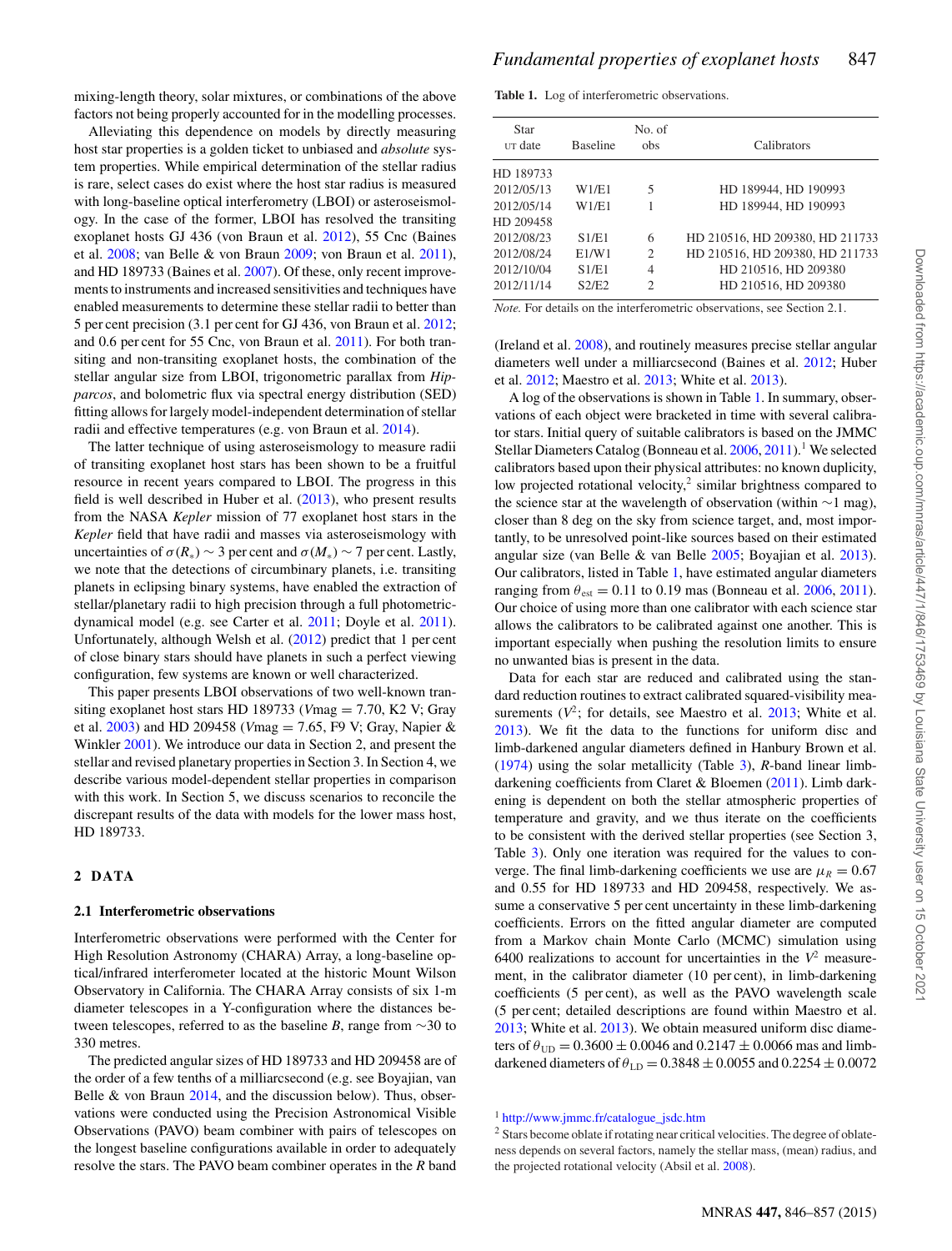mixing-length theory, solar mixtures, or combinations of the above factors not being properly accounted for in the modelling processes.

Alleviating this dependence on models by directly measuring host star properties is a golden ticket to unbiased and *absolute* system properties. While empirical determination of the stellar radius is rare, select cases do exist where the host star radius is measured with long-baseline optical interferometry (LBOI) or asteroseismology. In the case of the former, LBOI has resolved the transiting exoplanet hosts GJ 436 (von Braun et al. 2012), 55 Cnc (Baines et al. 2008; van Belle & von Braun 2009; von Braun et al. 2011), and HD 189733 (Baines et al. 2007). Of these, only recent improvements to instruments and increased sensitivities and techniques have enabled measurements to determine these stellar radii to better than 5 per cent precision (3.1 per cent for GJ 436, von Braun et al. 2012; and 0.6 per cent for 55 Cnc, von Braun et al. 2011). For both transiting and non-transiting exoplanet hosts, the combination of the stellar angular size from LBOI, trigonometric parallax from *Hipparcos*, and bolometric flux via spectral energy distribution (SED) fitting allows for largely model-independent determination of stellar radii and effective temperatures (e.g. von Braun et al. 2014).

The latter technique of using asteroseismology to measure radii of transiting exoplanet host stars has been shown to be a fruitful resource in recent years compared to LBOI. The progress in this field is well described in Huber et al. (2013), who present results from the NASA *Kepler* mission of 77 exoplanet host stars in the *Kepler* field that have radii and masses via asteroseismology with uncertainties of $\sigma(R_*) \sim 3$ per cent and $\sigma(M_*) \sim 7$ per cent. Lastly, we note that the detections of circumbinary planets, i.e. transiting planets in eclipsing binary systems, have enabled the extraction of stellar/planetary radii to high precision through a full photometric-dynamical model (e.g. see Carter et al. 2011; Doyle et al. 2011). Unfortunately, although Welsh et al. (2012) predict that 1 per cent of close binary stars should have planets in such a perfect viewing configuration, few systems are known or well characterized.

This paper presents LBOI observations of two well-known transiting exoplanet host stars HD 189733 (Vmag = 7.70, K2 V; Gray et al. 2003) and HD 209458 (Vmag = 7.65, F9 V; Gray, Napier & Winkler 2001). We introduce our data in Section 2, and present the stellar and revised planetary properties in Section 3. In Section 4, we describe various model-dependent stellar properties in comparison with this work. In Section 5, we discuss scenarios to reconcile the discrepant results of the data with models for the lower mass host, HD 189733.

## 2 DATA

### 2.1 Interferometric observations

Interferometric observations were performed with the Center for High Resolution Astronomy (CHARA) Array, a long-baseline optical/infrared interferometer located at the historic Mount Wilson Observatory in California. The CHARA Array consists of six 1-m diameter telescopes in a Y-configuration where the distances between telescopes, referred to as the baseline *B*, range from ∼30 to 330 metres.

The predicted angular sizes of HD 189733 and HD 209458 are of the order of a few tenths of a milliarcsecond (e.g. see Boyajian, van Belle & von Braun 2014, and the discussion below). Thus, observations were conducted using the Precision Astronomical Visible Observations (PAVO) beam combiner with pairs of telescopes on the longest baseline configurations available in order to adequately resolve the stars. The PAVO beam combiner operates in the *R* band (Ireland et al. 2008), and routinely measures precise stellar angular diameters well under a milliarcsecond (Baines et al. 2012; Huber et al. 2012; Maestro et al. 2013; White et al. 2013).

**Table 1.** Log of interferometric observations.

| Star UT date | Baseline | No. of obs | Calibrators |
|---|---|---|---|
| HD 189733 | | | |
| 2012/05/13 | W1/E1 | 5 | HD 189944, HD 190993 |
| 2012/05/14 | W1/E1 | 1 | HD 189944, HD 190993 |
| HD 209458 | | | |
| 2012/08/23 | S1/E1 | 6 | HD 210516, HD 209380, HD 211733 |
| 2012/08/24 | E1/W1 | 2 | HD 210516, HD 209380, HD 211733 |
| 2012/10/04 | S1/E1 | 4 | HD 210516, HD 209380 |
| 2012/11/14 | S2/E2 | 2 | HD 210516, HD 209380 |

*Note.* For details on the interferometric observations, see Section 2.1.

A log of the observations is shown in Table 1. In summary, observations of each object were bracketed in time with several calibrator stars. Initial query of suitable calibrators is based on the JMMC Stellar Diameters Catalog (Bonneau et al. 2006, 2011).[1] We selected calibrators based upon their physical attributes: no known duplicity, low projected rotational velocity,[2] similar brightness compared to the science star at the wavelength of observation (within ∼1 mag), closer than 8 deg on the sky from science target, and, most importantly, to be unresolved point-like sources based on their estimated angular size (van Belle & van Belle 2005; Boyajian et al. 2013). Our calibrators, listed in Table 1, have estimated angular diameters ranging from $\theta_{\rm est} = 0.11$ to 0.19 mas (Bonneau et al. 2006, 2011). Our choice of using more than one calibrator with each science star allows the calibrators to be calibrated against one another. This is important especially when pushing the resolution limits to ensure no unwanted bias is present in the data.

Data for each star are reduced and calibrated using the standard reduction routines to extract calibrated squared-visibility measurements ($V^2$; for details, see Maestro et al. 2013; White et al. 2013). We fit the data to the functions for uniform disc and limb-darkened angular diameters defined in Hanbury Brown et al. (1974) using the solar metallicity (Table 3), *R*-band linear limb-darkening coefficients from Claret & Bloemen (2011). Limb darkening is dependent on both the temperature and gravity, and we thus iterate on the coefficients to be consistent with the derived stellar properties (see Section 3, Table 3). Only one iteration was required for the values to converge. The final limb-darkening coefficients we use are $\mu_R = 0.67$ and 0.55 for HD 189733 and HD 209458, respectively. We assume a conservative 5 per cent uncertainty in these limb-darkening coefficients. Errors on the fitted angular diameter are computed from a Markov chain Monte Carlo (MCMC) simulation using 6400 realizations to account for uncertainties in the $V^2$ measurement, in the calibrator diameter (10 per cent), in limb-darkening coefficients (5 per cent), as well as the PAVO wavelength scale (5 per cent; detailed descriptions are found within Maestro et al. 2013; White et al. 2013). We obtain measured uniform disc diameters of $\theta_{\rm UD} = 0.3600 \pm 0.0046$ and $0.2147 \pm 0.0066$ mas and limb-darkened diameters of $\theta_{\rm LD} = 0.3848 \pm 0.0055$ and $0.2254 \pm 0.0072$

[1] http://www.jmmc.fr/catalogue_jsdc.htm

[2] Stars become oblate if rotating near critical velocities. The degree of oblateness depends on several factors, namely the stellar mass, (mean) radius, and the projected rotational velocity (Absil et al. 2008).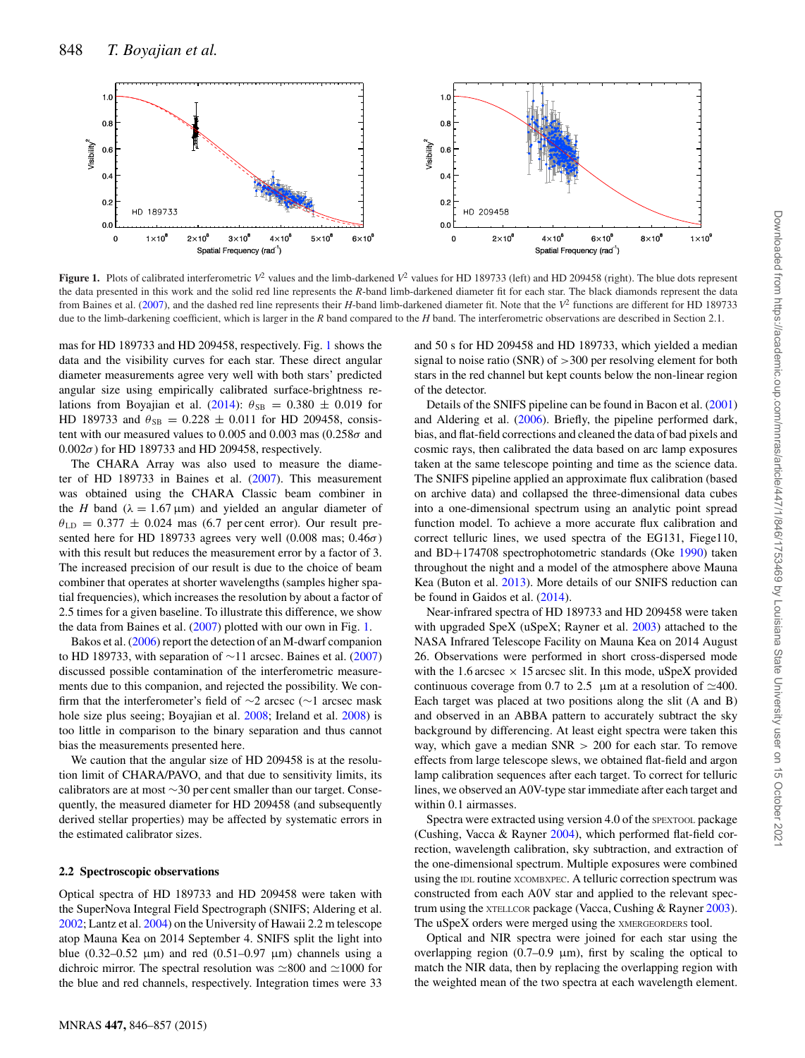**Figure 1.** Plots of calibrated interferometric $V^2$ values and the limb-darkened $V^2$ values for HD 189733 (left) and HD 209458 (right). The blue dots represent the data presented in this work and the solid red line represents the *R*-band limb-darkened diameter fit for each star. The black diamonds represent the data from Baines et al. (2007), and the dashed red line represents their *H*-band limb-darkened diameter fit. Note that the $V^2$ functions are different for HD 189733 due to the limb-darkening coefficient, which is larger in the *R* band compared to the *H* band. The interferometric observations are described in Section 2.1.

mas for HD 189733 and HD 209458, respectively. Fig. 1 shows the data and the visibility curves for each star. These direct angular diameter measurements agree very well with both stars' predicted angular size using empirically calibrated surface-brightness relations from Boyajian et al. (2014): $\theta_{\rm SB} = 0.380 \pm 0.019$ for HD 189733 and $\theta_{\rm SB} = 0.228 \pm 0.011$ for HD 209458, consistent with our measured values to 0.005 and 0.003 mas ($0.258\sigma$ and $0.002\sigma$) for HD 189733 and HD 209458, respectively.

The CHARA Array was also used to measure the diameter of HD 189733 in Baines et al. (2007). This measurement was obtained using the CHARA Classic beam combiner in the *H* band ($\lambda = 1.67\,\mu$m) and yielded an angular diameter of $\theta_{\rm LD} = 0.377 \pm 0.024$ mas (6.7 per cent error). Our result presented here for HD 189733 agrees very well (0.008 mas; $0.46\sigma$) with this result but reduces the measurement error by a factor of 3. The increased precision of our result is due to the choice of beam combiner that operates at shorter wavelengths (samples higher spatial frequencies), which increases the resolution by about a factor of 2.5 times for a given baseline. To illustrate this difference, we show the data from Baines et al. (2007) plotted with our own in Fig. 1.

Bakos et al. (2006) report the detection of an M-dwarf companion to HD 189733, with separation of ~11 arcsec. Baines et al. (2007) discussed possible contamination of the interferometric measurements due to this companion, and rejected the possibility. We confirm that the interferometer's field of ~2 arcsec (~1 arcsec mask hole size plus seeing; Boyajian et al. 2008; Ireland et al. 2008) is too little in comparison to the binary separation and thus cannot bias the measurements presented here.

We caution that the angular size of HD 209458 is at the resolution limit of CHARA/PAVO, and that due to sensitivity limits, its calibrators are at most ~30 per cent smaller than our target. Consequently, the measured diameter for HD 209458 (and subsequently derived stellar properties) may be affected by systematic errors in the estimated calibrator sizes.

### 2.2 Spectroscopic observations

Optical spectra of HD 189733 and HD 209458 were taken with the SuperNova Integral Field Spectrograph (SNIFS; Aldering et al. 2002; Lantz et al. 2004) on the University of Hawaii 2.2 m telescope atop Mauna Kea on 2014 September 4. SNIFS split the light into blue (0.32–0.52 μm) and red (0.51–0.97 μm) channels using a dichroic mirror. The spectral resolution was ≃800 and ≃1000 for the blue and red channels, respectively. Integration times were 33 and 50 s for HD 209458 and HD 189733, which yielded a median signal to noise ratio (SNR) of >300 per resolving element for both stars in the red channel but kept counts below the non-linear region of the detector.

Details of the SNIFS pipeline can be found in Bacon et al. (2001) and Aldering et al. (2006). Briefly, the pipeline performed dark, bias, and flat-field corrections and cleaned the data of bad pixels and cosmic rays, then calibrated the data based on arc lamp exposures taken at the same telescope pointing and time as the science data. The SNIFS pipeline applied an approximate flux calibration (based on archive data) and collapsed the three-dimensional data cubes into a one-dimensional spectrum using an analytic point spread function model. To achieve a more accurate flux calibration and correct telluric lines, we used spectra of the EG131, Fiege110, and BD+174708 spectrophotometric standards (Oke 1990) taken throughout the night and a model of the atmosphere above Mauna Kea (Buton et al. 2013). More details of our SNIFS reduction can be found in Gaidos et al. (2014).

Near-infrared spectra of HD 189733 and HD 209458 were taken with upgraded SpeX (uSpeX; Rayner et al. 2003) attached to the NASA Infrared Telescope Facility on Mauna Kea on 2014 August 26. Observations were performed in short cross-dispersed mode with the 1.6 arcsec × 15 arcsec slit. In this mode, uSpeX provided continuous coverage from 0.7 to 2.5 μm at a resolution of ≃400. Each target was placed at two positions along the slit (A and B) and observed in an ABBA pattern to accurately subtract the sky background by differencing. At least eight spectra were taken this way, which gave a median SNR > 200 for each star. To remove effects from large telescope slews, we obtained flat-field and argon lamp calibration sequences after each target. To correct for telluric lines, we observed an A0V-type star immediate after each target and within 0.1 airmasses.

Spectra were extracted using version 4.0 of the SPEXTOOL package (Cushing, Vacca & Rayner 2004), which performed flat-field correction, wavelength calibration, sky subtraction, and extraction of the one-dimensional spectrum. Multiple exposures were combined using the IDL routine XCOMBXPEC. A telluric correction spectrum was constructed from each A0V star and applied to the relevant spectrum using the XTELLCOR package (Vacca, Cushing & Rayner 2003). The uSpeX orders were merged using the XMERGEORDERS tool.

Optical and NIR spectra were joined for each star using the overlapping region (0.7–0.9 μm), first by scaling the optical to match the NIR data, then by replacing the overlapping region with the weighted mean of the two spectra at each wavelength element.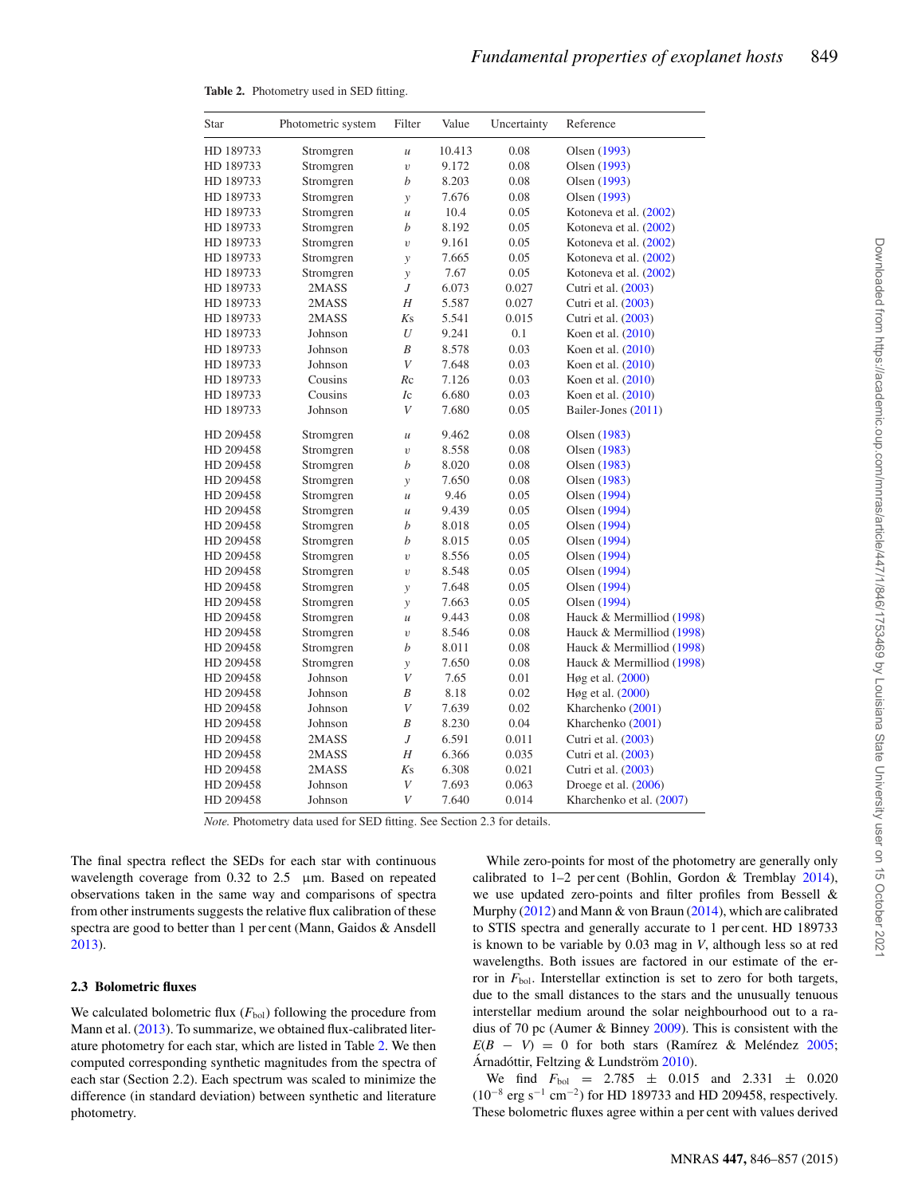**Table 2.** Photometry used in SED fitting.

| Star | Photometric system | Filter | Value | Uncertainty | Reference |
|---|---|---|---|---|---|
| HD 189733 | Stromgren | $u$ | 10.413 | 0.08 | Olsen (1993) |
| HD 189733 | Stromgren | $v$ | 9.172 | 0.08 | Olsen (1993) |
| HD 189733 | Stromgren | $b$ | 8.203 | 0.08 | Olsen (1993) |
| HD 189733 | Stromgren | $y$ | 7.676 | 0.08 | Olsen (1993) |
| HD 189733 | Stromgren | $u$ | 10.4 | 0.05 | Kotoneva et al. (2002) |
| HD 189733 | Stromgren | $b$ | 8.192 | 0.05 | Kotoneva et al. (2002) |
| HD 189733 | Stromgren | $v$ | 9.161 | 0.05 | Kotoneva et al. (2002) |
| HD 189733 | Stromgren | $y$ | 7.665 | 0.05 | Kotoneva et al. (2002) |
| HD 189733 | Stromgren | $y$ | 7.67 | 0.05 | Kotoneva et al. (2002) |
| HD 189733 | 2MASS | $J$ | 6.073 | 0.027 | Cutri et al. (2003) |
| HD 189733 | 2MASS | $H$ | 5.587 | 0.027 | Cutri et al. (2003) |
| HD 189733 | 2MASS | $Ks$ | 5.541 | 0.015 | Cutri et al. (2003) |
| HD 189733 | Johnson | $U$ | 9.241 | 0.1 | Koen et al. (2010) |
| HD 189733 | Johnson | $B$ | 8.578 | 0.03 | Koen et al. (2010) |
| HD 189733 | Johnson | $V$ | 7.648 | 0.03 | Koen et al. (2010) |
| HD 189733 | Cousins | $Rc$ | 7.126 | 0.03 | Koen et al. (2010) |
| HD 189733 | Cousins | $Ic$ | 6.680 | 0.03 | Koen et al. (2010) |
| HD 189733 | Johnson | $V$ | 7.680 | 0.05 | Bailer-Jones (2011) |
| HD 209458 | Stromgren | $u$ | 9.462 | 0.08 | Olsen (1983) |
| HD 209458 | Stromgren | $v$ | 8.558 | 0.08 | Olsen (1983) |
| HD 209458 | Stromgren | $b$ | 8.020 | 0.08 | Olsen (1983) |
| HD 209458 | Stromgren | $y$ | 7.650 | 0.08 | Olsen (1983) |
| HD 209458 | Stromgren | $u$ | 9.46 | 0.05 | Olsen (1994) |
| HD 209458 | Stromgren | $u$ | 9.439 | 0.05 | Olsen (1994) |
| HD 209458 | Stromgren | $b$ | 8.018 | 0.05 | Olsen (1994) |
| HD 209458 | Stromgren | $b$ | 8.015 | 0.05 | Olsen (1994) |
| HD 209458 | Stromgren | $v$ | 8.556 | 0.05 | Olsen (1994) |
| HD 209458 | Stromgren | $v$ | 8.548 | 0.05 | Olsen (1994) |
| HD 209458 | Stromgren | $y$ | 7.648 | 0.05 | Olsen (1994) |
| HD 209458 | Stromgren | $y$ | 7.663 | 0.05 | Olsen (1994) |
| HD 209458 | Stromgren | $u$ | 9.443 | 0.08 | Hauck & Mermilliod (1998) |
| HD 209458 | Stromgren | $v$ | 8.546 | 0.08 | Hauck & Mermilliod (1998) |
| HD 209458 | Stromgren | $b$ | 8.011 | 0.08 | Hauck & Mermilliod (1998) |
| HD 209458 | Stromgren | $y$ | 7.650 | 0.08 | Hauck & Mermilliod (1998) |
| HD 209458 | Johnson | $V$ | 7.65 | 0.01 | Høg et al. (2000) |
| HD 209458 | Johnson | $B$ | 8.18 | 0.02 | Høg et al. (2000) |
| HD 209458 | Johnson | $V$ | 7.639 | 0.02 | Kharchenko (2001) |
| HD 209458 | Johnson | $B$ | 8.230 | 0.04 | Kharchenko (2001) |
| HD 209458 | 2MASS | $J$ | 6.591 | 0.011 | Cutri et al. (2003) |
| HD 209458 | 2MASS | $H$ | 6.366 | 0.035 | Cutri et al. (2003) |
| HD 209458 | 2MASS | $Ks$ | 6.308 | 0.021 | Cutri et al. (2003) |
| HD 209458 | Johnson | $V$ | 7.693 | 0.063 | Droege et al. (2006) |
| HD 209458 | Johnson | $V$ | 7.640 | 0.014 | Kharchenko et al. (2007) |

*Note.* Photometry data used for SED fitting. See Section 2.3 for details.

The final spectra reflect the SEDs for each star with continuous wavelength coverage from 0.32 to 2.5 μm. Based on repeated observations taken in the same way and comparisons of spectra from other instruments suggests the relative flux calibration of these spectra are good to better than 1 per cent (Mann, Gaidos & Ansdell 2013).

### 2.3 Bolometric fluxes

We calculated bolometric flux ($F_{\rm bol}$) following the procedure from Mann et al. (2013). To summarize, we obtained flux-calibrated literature photometry for each star, which are listed in Table 2. We then computed corresponding synthetic magnitudes from the spectra of each star (Section 2.2). Each spectrum was scaled to minimize the difference (in standard deviation) between synthetic and literature photometry.

While zero-points for most of the photometry are generally only calibrated to 1–2 per cent (Bohlin, Gordon & Tremblay 2014), we use updated zero-points and filter profiles from Bessell & Murphy (2012) and Mann & von Braun (2014), which are calibrated to STIS spectra and generally accurate to 1 per cent. HD 189733 is known to be variable by 0.03 mag in $V$, although less so at red wavelengths. Both issues are factored in our estimate of the error in $F_{\rm bol}$. Interstellar extinction is set to zero for both targets, due to the small distances to the stars and the unusually tenuous interstellar medium around the solar neighbourhood out to a radius of 70 pc (Aumer & Binney 2009). This is consistent with the $E(B - V) = 0$ for both stars (Ramírez & Meléndez 2005; Árnadóttir, Feltzing & Lundström 2010).

We find $F_{\rm bol} = 2.785 \pm 0.015$ and $2.331 \pm 0.020$ ($10^{-8}$ erg s$^{-1}$ cm$^{-2}$) for HD 189733 and HD 209458, respectively. These bolometric fluxes agree within a per cent with values derived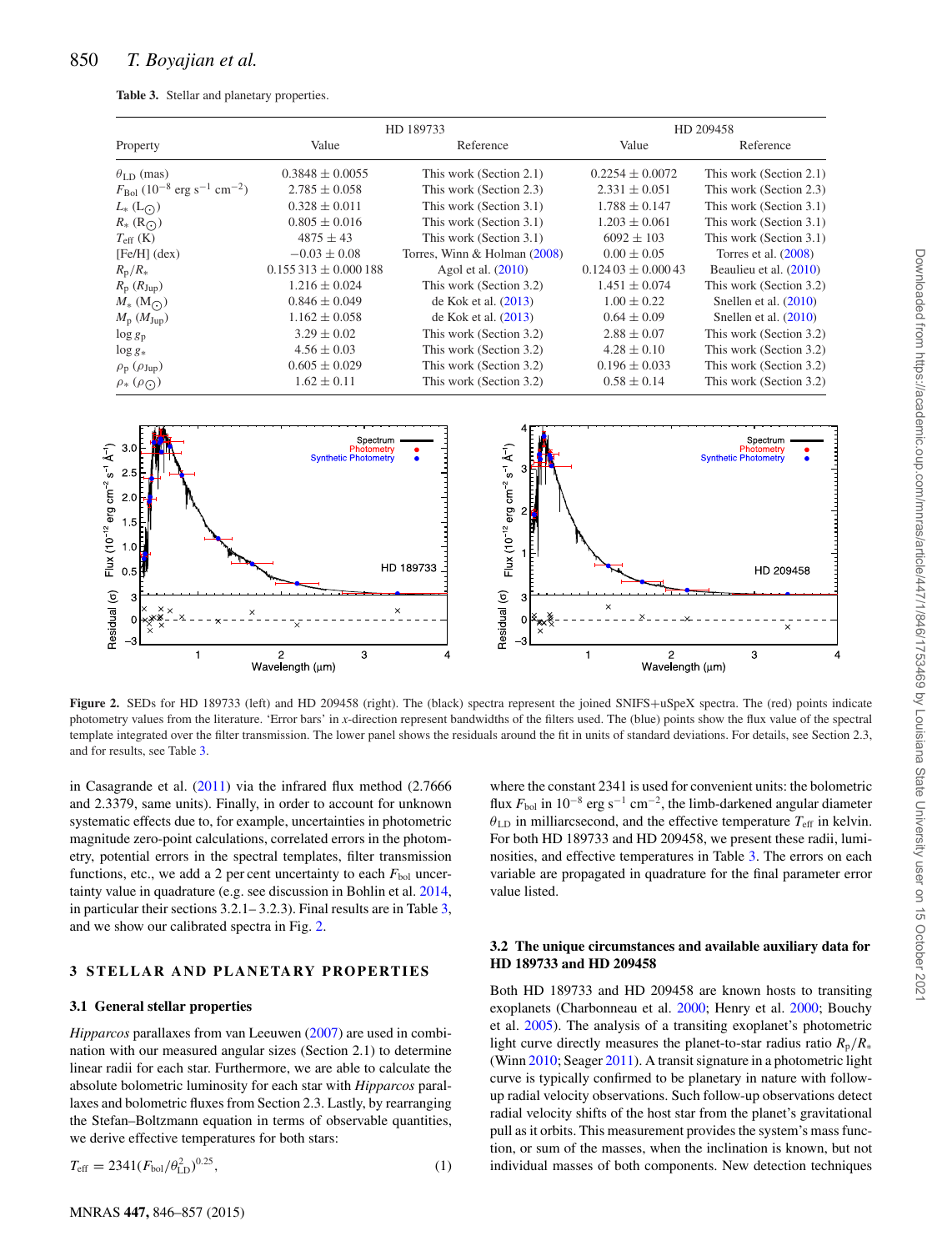**Table 3.** Stellar and planetary properties.

| Property | HD 189733 | | HD 209458 | |
|---|---|---|---|---|
| | Value | Reference | Value | Reference |
| $\theta_{LD}$ (mas) | 0.3848 ± 0.0055 | This work (Section 2.1) | 0.2254 ± 0.0072 | This work (Section 2.1) |
| $F_{Bol}$ ($10^{-8}$ erg s$^{-1}$ cm$^{-2}$) | 2.785 ± 0.058 | This work (Section 2.3) | 2.331 ± 0.051 | This work (Section 2.3) |
| $L_*$ ($L_\odot$) | 0.328 ± 0.011 | This work (Section 3.1) | 1.788 ± 0.147 | This work (Section 3.1) |
| $R_*$ ($R_\odot$) | 0.805 ± 0.016 | This work (Section 3.1) | 1.203 ± 0.061 | This work (Section 3.1) |
| $T_{eff}$ (K) | 4875 ± 43 | This work (Section 3.1) | 6092 ± 103 | This work (Section 3.1) |
| [Fe/H] (dex) | −0.03 ± 0.08 | Torres, Winn & Holman (2008) | 0.00 ± 0.05 | Torres et al. (2008) |
| $R_p/R_*$ | 0.155 313 ± 0.000 188 | Agol et al. (2010) | 0.124 03 ± 0.000 43 | Beaulieu et al. (2010) |
| $R_p$ ($R_{Jup}$) | 1.216 ± 0.024 | This work (Section 3.2) | 1.451 ± 0.074 | This work (Section 3.2) |
| $M_*$ ($M_\odot$) | 0.846 ± 0.049 | de Kok et al. (2013) | 1.00 ± 0.22 | Snellen et al. (2010) |
| $M_p$ ($M_{Jup}$) | 1.162 ± 0.058 | de Kok et al. (2013) | 0.64 ± 0.09 | Snellen et al. (2010) |
| log $g_p$ | 3.29 ± 0.02 | This work (Section 3.2) | 2.88 ± 0.07 | This work (Section 3.2) |
| log $g_*$ | 4.56 ± 0.03 | This work (Section 3.2) | 4.28 ± 0.10 | This work (Section 3.2) |
| $\rho_p$ ($\rho_{Jup}$) | 0.605 ± 0.029 | This work (Section 3.2) | 0.196 ± 0.033 | This work (Section 3.2) |
| $\rho_*$ ($\rho_\odot$) | 1.62 ± 0.11 | This work (Section 3.2) | 0.58 ± 0.14 | This work (Section 3.2) |

**Figure 2.** SEDs for HD 189733 (left) and HD 209458 (right). The (black) spectra represent the joined SNIFS+uSpeX spectra. The (red) points indicate photometry values from the literature. 'Error bars' in $x$-direction represent bandwidths of the filters used. The (blue) points show the flux value of the spectral template integrated over the filter transmission. The lower panel shows the residuals around the fit in units of standard deviations. For details, see Section 2.3, and for results, see Table 3.

in Casagrande et al. (2011) via the infrared flux method (2.7666 and 2.3379, same units). Finally, in order to account for unknown systematic effects due to, for example, uncertainties in photometric magnitude zero-point calculations, correlated errors in the photometry, potential errors in the spectral templates, filter transmission functions, etc., we add a 2 per cent uncertainty to each $F_{bol}$ uncertainty value in quadrature (e.g. see discussion in Bohlin et al. 2014, in particular their sections 3.2.1– 3.2.3). Final results are in Table 3, and we show our calibrated spectra in Fig. 2.

## 3 STELLAR AND PLANETARY PROPERTIES

### 3.1 General stellar properties

*Hipparcos* parallaxes from van Leeuwen (2007) are used in combination with our measured angular sizes (Section 2.1) to determine linear radii for each star. Furthermore, we are able to calculate the absolute bolometric luminosity for each star with *Hipparcos* parallaxes and bolometric fluxes from Section 2.3. Lastly, by rearranging the Stefan–Boltzmann equation in terms of observable quantities, we derive effective temperatures for both stars:

$$T_{eff} = 2341(F_{bol}/\theta_{LD}^2)^{0.25}, \quad (1)$$

where the constant 2341 is used for convenient units: the bolometric flux $F_{bol}$ in $10^{-8}$ erg s$^{-1}$ cm$^{-2}$, the limb-darkened angular diameter $\theta_{LD}$ in milliarcsecond, and the effective temperature $T_{eff}$ in kelvin. For both HD 189733 and HD 209458, we present these radii, luminosities, and effective temperatures in Table 3. The errors on each variable are propagated in quadrature for the final parameter error value listed.

### 3.2 The unique circumstances and available auxiliary data for HD 189733 and HD 209458

Both HD 189733 and HD 209458 are known hosts to transiting exoplanets (Charbonneau et al. 2000; Henry et al. 2000; Bouchy et al. 2005). The analysis of a transiting exoplanet's photometric light curve directly measures the planet-to-star radius ratio $R_p/R_*$ (Winn 2010; Seager 2011). A transit signature in a photometric light curve is typically confirmed to be planetary in nature with follow-up radial velocity observations. Such follow-up observations detect radial velocity shifts of the host star from the planet's gravitational pull as it orbits. This measurement provides the system's mass function, or sum of the masses, when the inclination is known, but not individual masses of both components. New detection techniques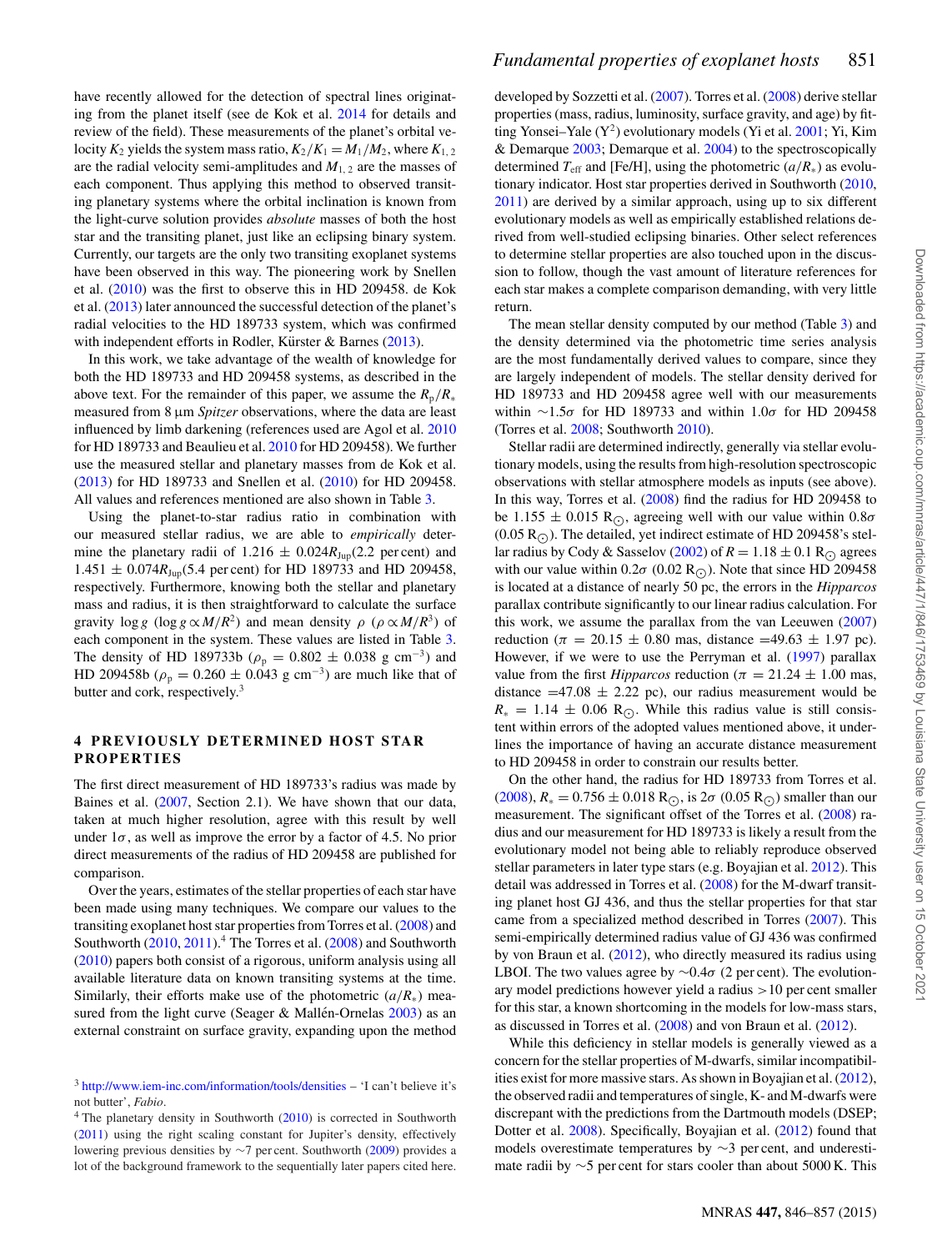have recently allowed for the detection of spectral lines originating from the planet itself (see de Kok et al. 2014 for details and review of the field). These measurements of the planet's orbital velocity $K_2$ yields the system mass ratio, $K_2/K_1 = M_1/M_2$, where $K_{1,2}$ are the radial velocity semi-amplitudes and $M_{1,2}$ are the masses of each component. Thus applying this method to observed transiting planetary systems where the orbital inclination is known from the light-curve solution provides *absolute* masses of both the host star and the transiting planet, just like an eclipsing binary system. Currently, our targets are the only two transiting exoplanet systems have been observed in this way. The pioneering work by Snellen et al. (2010) was the first to observe this in HD 209458. de Kok et al. (2013) later announced the successful detection of the planet's radial velocities to the HD 189733 system, which was confirmed with independent efforts in Rodler, Kürster & Barnes (2013).

In this work, we take advantage of the wealth of knowledge for both the HD 189733 and HD 209458 systems, as described in the above text. For the remainder of this paper, we assume the $R_p/R_*$ measured from 8 μm *Spitzer* observations, where the data are least influenced by limb darkening (references used are Agol et al. 2010 for HD 189733 and Beaulieu et al. 2010 for HD 209458). We further use the measured stellar and planetary masses from de Kok et al. (2013) for HD 189733 and Snellen et al. (2010) for HD 209458. All values and references mentioned are also shown in Table 3.

Using the planet-to-star radius ratio in combination with our measured stellar radius, we are able to *empirically* determine the planetary radii of $1.216 \pm 0.024 R_{Jup}$ (2.2 per cent) and $1.451 \pm 0.074 R_{Jup}$ (5.4 per cent) for HD 189733 and HD 209458, respectively. Furthermore, knowing both the stellar and planetary mass and radius, it is then straightforward to calculate the surface gravity $\log g$ ($\log g \propto M/R^2$) and mean density $\rho$ ($\rho \propto M/R^3$) of each component in the system. These values are listed in Table 3. The density of HD 189733b ($\rho_p = 0.802 \pm 0.038$ g cm$^{-3}$) and HD 209458b ($\rho_p = 0.260 \pm 0.043$ g cm$^{-3}$) are much like that of butter and cork, respectively.[3]

## 4 PREVIOUSLY DETERMINED HOST STAR PROPERTIES

The first direct measurement of HD 189733's radius was made by Baines et al. (2007, Section 2.1). We have shown that our data, taken at much higher resolution, agree with this result by well under $1\sigma$, as well as improve the error by a factor of 4.5. No prior direct measurements of the radius of HD 209458 are published for comparison.

Over the years, estimates of the stellar properties of each star have been made using many techniques. We compare our values to the transiting exoplanet host star properties from Torres et al. (2008) and Southworth (2010, 2011).[4] The Torres et al. (2008) and Southworth (2010) papers both consist of a rigorous, uniform analysis using all available literature data on known transiting systems at the time. Similarly, their efforts make use of the photometric ($a/R_*$) measured from the light curve (Seager & Mallén-Ornelas 2003) as an external constraint on surface gravity, expanding upon the method developed by Sozzetti et al. (2007). Torres et al. (2008) derive stellar properties (mass, radius, luminosity, surface gravity, and age) by fitting Yonsei–Yale ($Y^2$) evolutionary models (Yi et al. 2001; Yi, Kim & Demarque 2003; Demarque et al. 2004) to the spectroscopically determined $T_{eff}$ and [Fe/H], using the photometric ($a/R_*$) as evolutionary indicator. Host star properties derived in Southworth (2010, 2011) are derived by a similar approach, using up to six different evolutionary models as well as empirically established relations derived from well-studied eclipsing binaries. Other select references to determine stellar properties are also touched upon in the discussion to follow, though the vast amount of literature references for each star makes a complete comparison demanding, with very little return.

The mean stellar density computed by our method (Table 3) and the density determined via the photometric time series analysis are the most fundamentally derived values to compare, since they are largely independent of models. The stellar density derived for HD 189733 and HD 209458 agree well with our measurements within $\sim1.5\sigma$ for HD 189733 and within $1.0\sigma$ for HD 209458 (Torres et al. 2008; Southworth 2010).

Stellar radii are determined indirectly, generally via stellar evolutionary models, using the results from high-resolution spectroscopic observations with stellar atmosphere models as inputs (see above). In this way, Torres et al. (2008) find the radius for HD 209458 to be $1.155 \pm 0.015$ R$_\odot$, agreeing well with our value within $0.8\sigma$ (0.05 R$_\odot$). The detailed, yet indirect estimate of HD 209458's stellar radius by Cody & Sasselov (2002) of $R = 1.18 \pm 0.1$ R$_\odot$ agrees with our value within $0.2\sigma$ (0.02 R$_\odot$). Note that since HD 209458 is located at a distance of nearly 50 pc, the errors in the *Hipparcos* parallax contribute significantly to our linear radius calculation. For this work, we assume the parallax from the van Leeuwen (2007) reduction ($\pi = 20.15 \pm 0.80$ mas, distance $=49.63 \pm 1.97$ pc). However, if we were to use the Perryman et al. (1997) parallax value from the first *Hipparcos* reduction ($\pi = 21.24 \pm 1.00$ mas, distance $=47.08 \pm 2.22$ pc), our radius measurement would be $R_* = 1.14 \pm 0.06$ R$_\odot$. While this radius value is still consistent within errors of the adopted values mentioned above, it underlines the importance of having an accurate distance measurement to HD 209458 in order to constrain our results better.

On the other hand, the radius for HD 189733 from Torres et al. (2008), $R_* = 0.756 \pm 0.018$ R$_\odot$, is $2\sigma$ (0.05 R$_\odot$) smaller than our measurement. The significant offset of the Torres et al. (2008) radius and our measurement for HD 189733 is likely a result from the evolutionary model not being able to reliably reproduce observed stellar parameters in later type stars (e.g. Boyajian et al. 2012). This detail was addressed in Torres et al. (2008) for the M-dwarf transiting planet host GJ 436, and thus the stellar properties for that star came from a specialized method described in Torres (2007). This semi-empirically determined radius value of GJ 436 was confirmed by von Braun et al. (2012), who directly measured its radius using LBOI. The two values agree by $\sim0.4\sigma$ (2 per cent). The evolutionary model predictions however yield a radius >10 per cent smaller for this star, a known shortcoming in the models for low-mass stars, as discussed in Torres et al. (2008) and von Braun et al. (2012).

While this deficiency in stellar models is generally viewed as a concern for the stellar properties of M-dwarfs, similar incompatibilities exist for more massive stars. As shown in Boyajian et al. (2012), the observed radii and temperatures of single, K- and M-dwarfs were discrepant with the predictions from the Dartmouth models (DSEP; Dotter et al. 2008). Specifically, Boyajian et al. (2012) found that models overestimate temperatures by $\sim3$ per cent, and underestimate radii by $\sim5$ per cent for stars cooler than about 5000 K. This

[3] http://www.iem-inc.com/information/tools/densities – 'I can't believe it's not butter', *Fabio*.

[4] The planetary density in Southworth (2010) is corrected in Southworth (2011) using the right scaling constant for Jupiter's density, effectively lowering previous densities by $\sim7$ per cent. Southworth (2009) provides a lot of the background framework to the sequentially later papers cited here.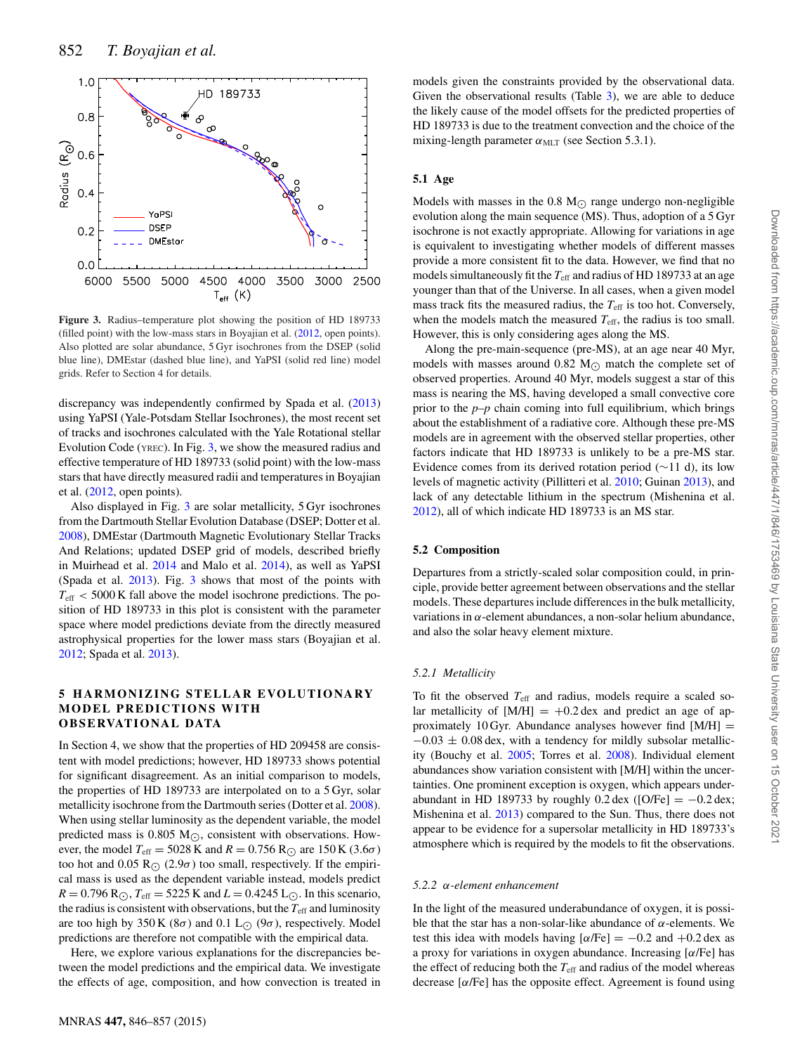Figure 3. Radius–temperature plot showing the position of HD 189733 (filled point) with the low-mass stars in Boyajian et al. (2012, open points). Also plotted are solar abundance, 5 Gyr isochrones from the DSEP (solid blue line), DMEstar (dashed blue line), and YaPSI (solid red line) model grids. Refer to Section 4 for details.

discrepancy was independently confirmed by Spada et al. (2013) using YaPSI (Yale-Potsdam Stellar Isochrones), the most recent set of tracks and isochrones calculated with the Yale Rotational stellar Evolution Code (YREC). In Fig. 3, we show the measured radius and effective temperature of HD 189733 (solid point) with the low-mass stars that have directly measured radii and temperatures in Boyajian et al. (2012, open points).

Also displayed in Fig. 3 are solar metallicity, 5 Gyr isochrones from the Dartmouth Stellar Evolution Database (DSEP; Dotter et al. 2008), DMEstar (Dartmouth Magnetic Evolutionary Stellar Tracks And Relations; updated DSEP grid of models, described briefly in Muirhead et al. 2014 and Malo et al. 2014), as well as YaPSI (Spada et al. 2013). Fig. 3 shows that most of the points with $T_{\rm eff} < 5000$ K fall above the model isochrone predictions. The position of HD 189733 in this plot is consistent with the parameter space where model predictions deviate from the directly measured astrophysical properties for the lower mass stars (Boyajian et al. 2012; Spada et al. 2013).

## 5 HARMONIZING STELLAR EVOLUTIONARY MODEL PREDICTIONS WITH OBSERVATIONAL DATA

In Section 4, we show that the properties of HD 209458 are consistent with model predictions; however, HD 189733 shows potential for significant disagreement. As an initial comparison to models, the properties of HD 189733 are interpolated on to a 5 Gyr, solar metallicity isochrone from the Dartmouth series (Dotter et al. 2008). When using stellar luminosity as the dependent variable, the model predicted mass is 0.805 $\mathrm{M}_{\odot}$, consistent with observations. However, the model $T_{\rm eff} = 5028$ K and $R = 0.756$ $\mathrm{R}_{\odot}$ are 150 K ($3.6\sigma$) too hot and 0.05 $\mathrm{R}_{\odot}$ ($2.9\sigma$) too small, respectively. If the empirical mass is used as the dependent variable instead, models predict $R = 0.796$ $\mathrm{R}_{\odot}$, $T_{\rm eff} = 5225$ K and $L = 0.4245$ $\mathrm{L}_{\odot}$. In this scenario, the radius is consistent with observations, but the $T_{\rm eff}$ and luminosity are too high by 350 K ($8\sigma$) and 0.1 $\mathrm{L}_{\odot}$ ($9\sigma$), respectively. Model predictions are therefore not compatible with the empirical data.

Here, we explore various explanations for the discrepancies between the model predictions and the empirical data. We investigate the effects of age, composition, and how convection is treated in models given the constraints provided by the observational data. Given the observational results (Table 3), we are able to deduce the likely cause of the model offsets for the predicted properties of HD 189733 is due to the treatment convection and the choice of the mixing-length parameter $\alpha_{\rm MLT}$ (see Section 5.3.1).

### 5.1 Age

Models with masses in the 0.8 $\mathrm{M}_{\odot}$ range undergo non-negligible evolution along the main sequence (MS). Thus, adoption of a 5 Gyr isochrone is not exactly appropriate. Allowing for variations in age is equivalent to investigating whether models of different masses provide a more consistent fit to the data. However, we find that no models simultaneously fit the $T_{\rm eff}$ and radius of HD 189733 at an age younger than that of the Universe. In all cases, when a given model mass track fits the measured radius, the $T_{\rm eff}$ is too hot. Conversely, when the models match the measured $T_{\rm eff}$, the radius is too small. However, this is only considering ages along the MS.

Along the pre-main-sequence (pre-MS), at an age near 40 Myr, models with masses around 0.82 $\mathrm{M}_{\odot}$ match the complete set of observed properties. Around 40 Myr, models suggest a star of this mass is nearing the MS, having developed a small convective core prior to the *p*–*p* chain coming into full equilibrium, which brings about the establishment of a radiative core. Although these pre-MS models are in agreement with the observed stellar properties, other factors indicate that HD 189733 is unlikely to be a pre-MS star. Evidence comes from its derived rotation period (∼11 d), its low levels of magnetic activity (Pillitteri et al. 2010; Guinan 2013), and lack of any detectable lithium in the spectrum (Mishenina et al. 2012), all of which indicate HD 189733 is an MS star.

### 5.2 Composition

Departures from a strictly-scaled solar composition could, in principle, provide better agreement between observations and the stellar models. These departures include differences in the bulk metallicity, variations in $\alpha$-element abundances, a non-solar helium abundance, and also the solar heavy element mixture.

#### *5.2.1 Metallicity*

To fit the observed $T_{\rm eff}$ and radius, models require a scaled solar metallicity of [M/H] = +0.2 dex and predict an age of approximately 10 Gyr. Abundance analyses however find [M/H] = $-0.03 \pm 0.08$ dex, with a tendency for mildly subsolar metallicity (Bouchy et al. 2005; Torres et al. 2008). Individual element abundances show variation consistent with [M/H] within the uncertainties. One prominent exception is oxygen, which appears underabundant in HD 189733 by roughly 0.2 dex ([O/Fe] = −0.2 dex; Mishenina et al. 2013) compared to the Sun. Thus, there does not appear to be evidence for a supersolar metallicity in HD 189733's atmosphere which is required by the models to fit the observations.

#### *5.2.2 α-element enhancement*

In the light of the measured underabundance of oxygen, it is possible that the star has a non-solar-like abundance of $\alpha$-elements. We test this idea with models having [$\alpha$/Fe] = −0.2 and +0.2 dex as a proxy for variations in oxygen abundance. Increasing [$\alpha$/Fe] has the effect of reducing both the $T_{\rm eff}$ and radius of the model whereas decrease [$\alpha$/Fe] has the opposite effect. Agreement is found using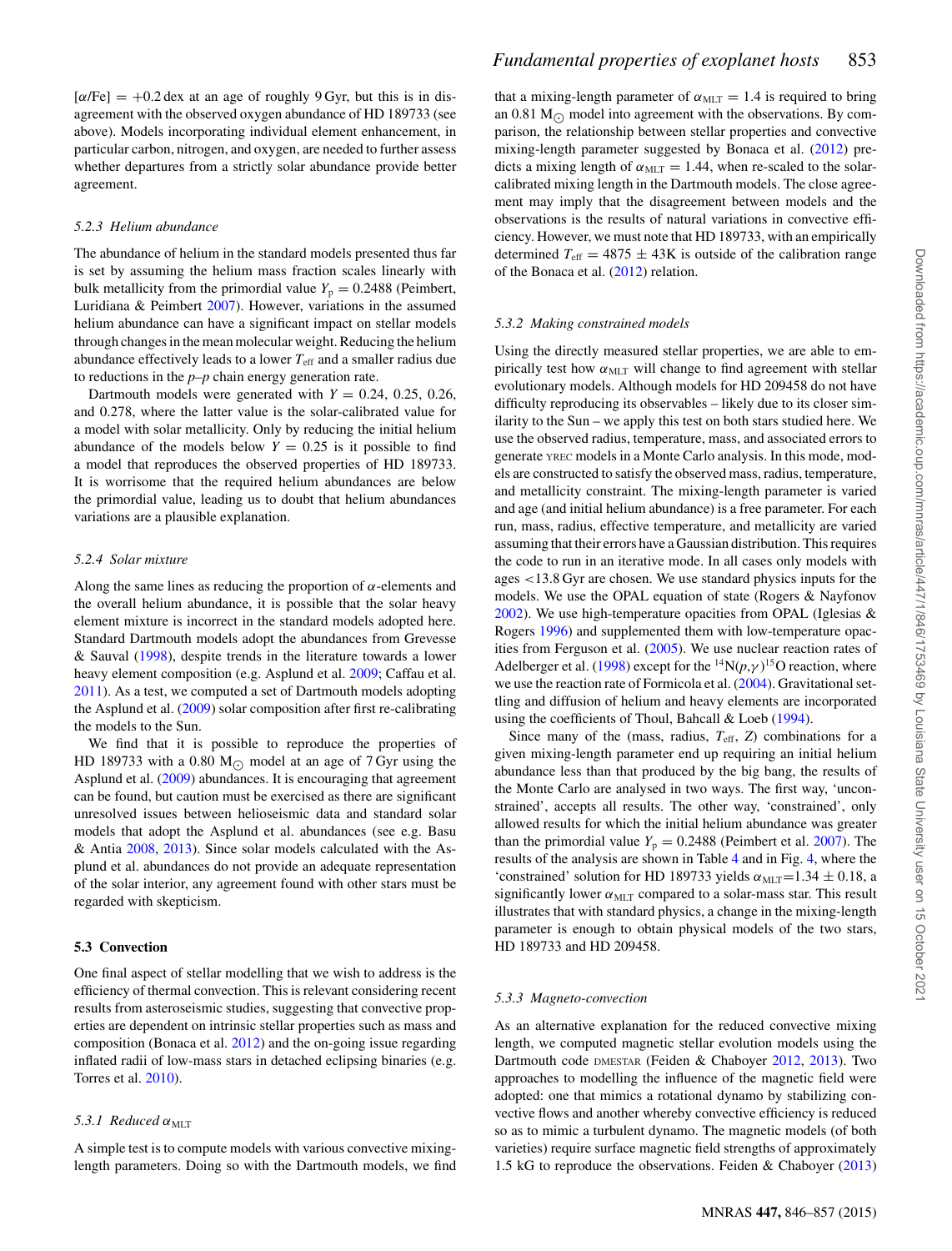[$\alpha$/Fe] = +0.2 dex at an age of roughly 9 Gyr, but this is in disagreement with the observed oxygen abundance of HD 189733 (see above). Models incorporating individual element enhancement, in particular carbon, nitrogen, and oxygen, are needed to further assess whether departures from a strictly solar abundance provide better agreement.

#### 5.2.3 Helium abundance

The abundance of helium in the standard models presented thus far is set by assuming the helium mass fraction scales linearly with bulk metallicity from the primordial value $Y_p = 0.2488$ (Peimbert, Luridiana & Peimbert 2007). However, variations in the assumed helium abundance can have a significant impact on stellar models through changes in the mean molecular weight. Reducing the helium abundance effectively leads to a lower $T_{\rm eff}$ and a smaller radius due to reductions in the $p$–$p$ chain energy generation rate.

Dartmouth models were generated with $Y = 0.24$, 0.25, 0.26, and 0.278, where the latter value is the solar-calibrated value for a model with solar metallicity. Only by reducing the initial helium abundance of the models below $Y = 0.25$ is it possible to find a model that reproduces the observed properties of HD 189733. It is worrisome that the required helium abundances are below the primordial value, leading us to doubt that helium abundances variations are a plausible explanation.

#### 5.2.4 Solar mixture

Along the same lines as reducing the proportion of $\alpha$-elements and the overall helium abundance, it is possible that the solar heavy element mixture is incorrect in the standard models adopted here. Standard Dartmouth models adopt the abundances from Grevesse & Sauval (1998), despite trends in the literature towards a lower heavy element composition (e.g. Asplund et al. 2009; Caffau et al. 2011). As a test, we computed a set of Dartmouth models adopting the Asplund et al. (2009) solar composition after first re-calibrating the models to the Sun.

We find that it is possible to reproduce the properties of HD 189733 with a 0.80 $M_\odot$ model at an age of 7 Gyr using the Asplund et al. (2009) abundances. It is encouraging that agreement can be found, but caution must be exercised as there are significant unresolved issues between helioseismic data and standard solar models that adopt the Asplund et al. abundances (see e.g. Basu & Antia 2008, 2013). Since solar models calculated with the Asplund et al. abundances do not provide an adequate representation of the solar interior, any agreement found with other stars must be regarded with skepticism.

### 5.3 Convection

One final aspect of stellar modelling that we wish to address is the efficiency of thermal convection. This is relevant considering recent results from asteroseismic studies, suggesting that convective properties are dependent on intrinsic stellar properties such as mass and composition (Bonaca et al. 2012) and the on-going issue regarding inflated radii of low-mass stars in detached eclipsing binaries (e.g. Torres et al. 2010).

#### 5.3.1 Reduced $\alpha_{\rm MLT}$

A simple test is to compute models with various convective mixing-length parameters. Doing so with the Dartmouth models, we find that a mixing-length parameter of $\alpha_{\rm MLT} = 1.4$ is required to bring an 0.81 $M_\odot$ model into agreement with the observations. By comparison, the relationship between stellar properties and convective mixing-length parameter suggested by Bonaca et al. (2012) predicts a mixing length of $\alpha_{\rm MLT} = 1.44$, when re-scaled to the solar-calibrated mixing length in the Dartmouth models. The close agreement may imply that the disagreement between models and the observations is the results of natural variations in convective efficiency. However, we must note that HD 189733, with an empirically determined $T_{\rm eff} = 4875 \pm 43$K is outside of the calibration range of the Bonaca et al. (2012) relation.

#### 5.3.2 Making constrained models

Using the directly measured stellar properties, we are able to empirically test how $\alpha_{\rm MLT}$ will change to find agreement with stellar evolutionary models. Although models for HD 209458 do not have difficulty reproducing its observables – likely due to its closer similarity to the Sun – we apply this test on both stars studied here. We use the observed radius, temperature, mass, and associated errors to generate YREC models in a Monte Carlo analysis. In this mode, models are constructed to satisfy the observed mass, radius, temperature, and metallicity constraint. The mixing-length parameter is varied and age (and initial helium abundance) is a free parameter. For each run, mass, radius, effective temperature, and metallicity are varied assuming that their errors have a Gaussian distribution. This requires the code to run in an iterative mode. In all cases only models with ages <13.8 Gyr are chosen. We use standard physics inputs for the models. We use the OPAL equation of state (Rogers & Nayfonov 2002). We use high-temperature opacities from OPAL (Iglesias & Rogers 1996) and supplemented them with low-temperature opacities from Ferguson et al. (2005). We use nuclear reaction rates of Adelberger et al. (1998) except for the $^{14}$N$(p,\gamma)^{15}$O reaction, where we use the reaction rate of Formicola et al. (2004). Gravitational settling and diffusion of helium and heavy elements are incorporated using the coefficients of Thoul, Bahcall & Loeb (1994).

Since many of the (mass, radius, $T_{\rm eff}$, $Z$) combinations for a given mixing-length parameter end up requiring an initial helium abundance less than that produced by the big bang, the results of the Monte Carlo are analysed in two ways. The first way, 'unconstrained', accepts all results. The other way, 'constrained', only allowed results for which the initial helium abundance was greater than the primordial value $Y_p = 0.2488$ (Peimbert et al. 2007). The results of the analysis are shown in Table 4 and in Fig. 4, where the 'constrained' solution for HD 189733 yields $\alpha_{\rm MLT}$=1.34 ± 0.18, a significantly lower $\alpha_{\rm MLT}$ compared to a solar-mass star. This result illustrates that with standard physics, a change in the mixing-length parameter is enough to obtain physical models of the two stars, HD 189733 and HD 209458.

#### 5.3.3 Magneto-convection

As an alternative explanation for the reduced convective mixing length, we computed magnetic stellar evolution models using the Dartmouth code DMESTAR (Feiden & Chaboyer 2012, 2013). Two approaches to modelling the influence of the magnetic field were adopted: one that mimics a rotational dynamo by stabilizing convective flows and another whereby convective efficiency is reduced so as to mimic a turbulent dynamo. The magnetic models (of both varieties) require surface magnetic field strengths of approximately 1.5 kG to reproduce the observations. Feiden & Chaboyer (2013)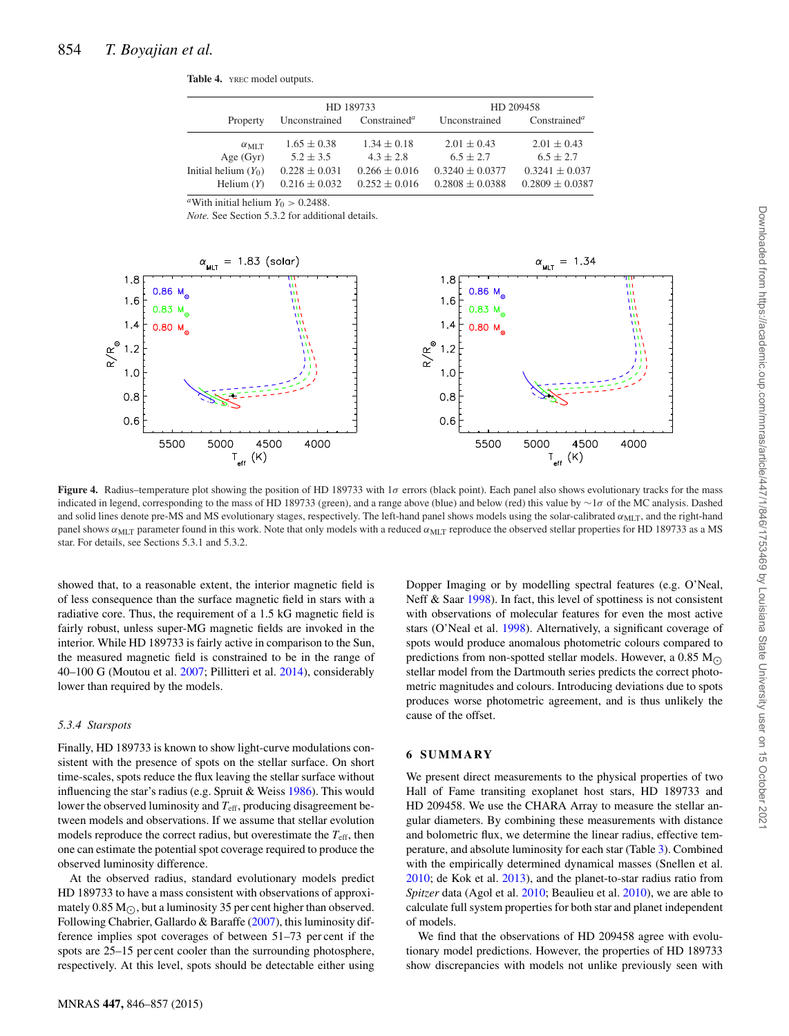**Table 4.** YREC model outputs.

| Property | HD 189733 Unconstrained | HD 189733 Constrained[a] | HD 209458 Unconstrained | HD 209458 Constrained[a] |
|---|---|---|---|---|
| $\alpha_{MLT}$ | $1.65 \pm 0.38$ | $1.34 \pm 0.18$ | $2.01 \pm 0.43$ | $2.01 \pm 0.43$ |
| Age (Gyr) | $5.2 \pm 3.5$ | $4.3 \pm 2.8$ | $6.5 \pm 2.7$ | $6.5 \pm 2.7$ |
| Initial helium ($Y_0$) | $0.228 \pm 0.031$ | $0.266 \pm 0.016$ | $0.3240 \pm 0.0377$ | $0.3241 \pm 0.037$ |
| Helium ($Y$) | $0.216 \pm 0.032$ | $0.252 \pm 0.016$ | $0.2808 \pm 0.0388$ | $0.2809 \pm 0.0387$ |

[a]With initial helium $Y_0 > 0.2488$.

*Note.* See Section 5.3.2 for additional details.

**Figure 4.** Radius–temperature plot showing the position of HD 189733 with 1$\sigma$ errors (black point). Each panel also shows evolutionary tracks for the mass indicated in legend, corresponding to the mass of HD 189733 (green), and a range above (blue) and below (red) this value by $\sim$1$\sigma$ of the MC analysis. Dashed and solid lines denote pre-MS and MS evolutionary stages, respectively. The left-hand panel shows models using the solar-calibrated $\alpha_{MLT}$, and the right-hand panel shows $\alpha_{MLT}$ parameter found in this work. Note that only models with a reduced $\alpha_{MLT}$ reproduce the observed stellar properties for HD 189733 as a MS star. For details, see Sections 5.3.1 and 5.3.2.

showed that, to a reasonable extent, the interior magnetic field is of less consequence than the surface magnetic field in stars with a radiative core. Thus, the requirement of a 1.5 kG magnetic field is fairly robust, unless super-MG magnetic fields are invoked in the interior. While HD 189733 is fairly active in comparison to the Sun, the measured magnetic field is constrained to be in the range of 40–100 G (Moutou et al. 2007; Pillitteri et al. 2014), considerably lower than required by the models.

### 5.3.4 *Starspots*

Finally, HD 189733 is known to show light-curve modulations consistent with the presence of spots on the stellar surface. On short time-scales, spots reduce the flux leaving the stellar surface without influencing the star's radius (e.g. Spruit & Weiss 1986). This would lower the observed luminosity and $T_{eff}$, producing disagreement between models and observations. If we assume that stellar evolution models reproduce the correct radius, but overestimate the $T_{eff}$, then one can estimate the potential spot coverage required to produce the observed luminosity difference.

At the observed radius, standard evolutionary models predict HD 189733 to have a mass consistent with observations of approximately 0.85 $M_{\odot}$, but a luminosity 35 per cent higher than observed. Following Chabrier, Gallardo & Baraffe (2007), this luminosity difference implies spot coverages of between 51–73 per cent if the spots are 25–15 per cent cooler than the surrounding photosphere, respectively. At this level, spots should be detectable either using Dopper Imaging or by modelling spectral features (e.g. O'Neal, Neff & Saar 1998). In fact, this level of spottiness is not consistent with observations of molecular features for even the most active stars (O'Neal et al. 1998). Alternatively, a significant coverage of spots would produce anomalous photometric colours compared to predictions from non-spotted stellar models. However, a 0.85 $M_{\odot}$ stellar model from the Dartmouth series predicts the correct photometric magnitudes and colours. Introducing deviations due to spots produces worse photometric agreement, and is thus unlikely the cause of the offset.

## 6 SUMMARY

We present direct measurements to the physical properties of two Hall of Fame transiting exoplanet host stars, HD 189733 and HD 209458. We use the CHARA Array to measure the stellar angular diameters. By combining these measurements with distance and bolometric flux, we determine the linear radius, effective temperature, and absolute luminosity for each star (Table 3). Combined with the empirically determined dynamical masses (Snellen et al. 2010; de Kok et al. 2013), and the planet-to-star radius ratio from *Spitzer* data (Agol et al. 2010; Beaulieu et al. 2010), we are able to calculate full system properties for both star and planet independent of models.

We find that the observations of HD 209458 agree with evolutionary model predictions. However, the properties of HD 189733 show discrepancies with models not unlike previously seen with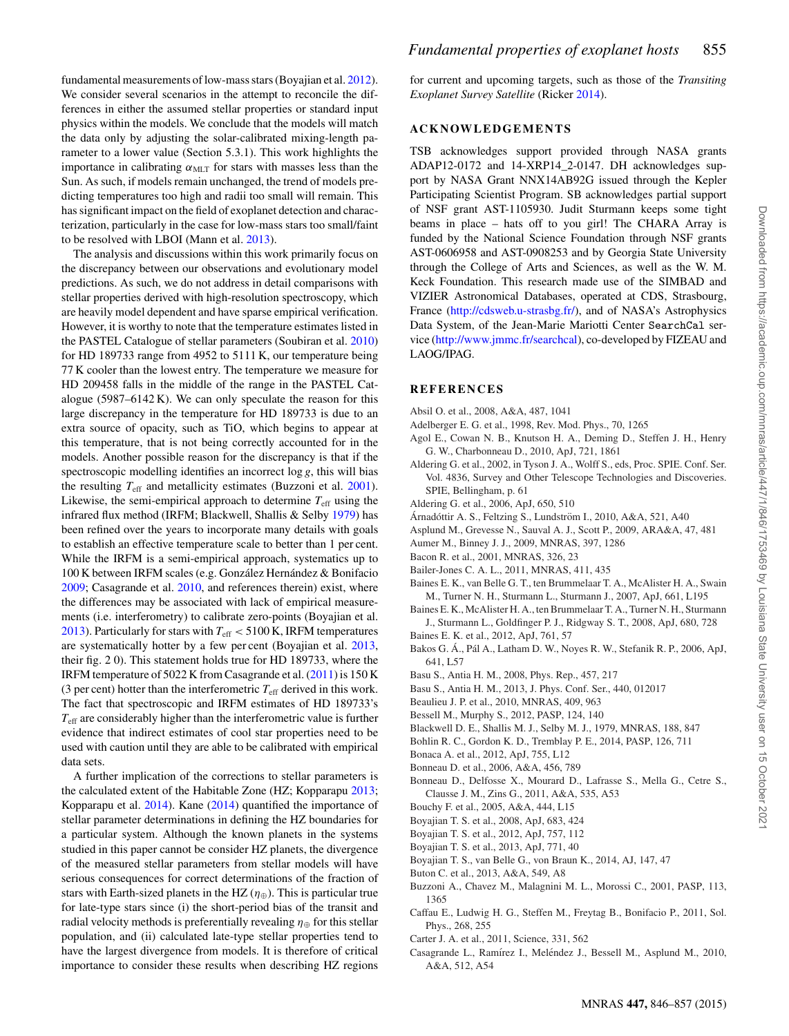fundamental measurements of low-mass stars (Boyajian et al. 2012). We consider several scenarios in the attempt to reconcile the differences in either the assumed stellar properties or standard input physics within the models. We conclude that the models will match the data only by adjusting the solar-calibrated mixing-length parameter to a lower value (Section 5.3.1). This work highlights the importance in calibrating $\alpha_{\rm MLT}$ for stars with masses less than the Sun. As such, if models remain unchanged, the trend of models predicting temperatures too high and radii too small will remain. This has significant impact on the field of exoplanet detection and characterization, particularly in the case for low-mass stars too small/faint to be resolved with LBOI (Mann et al. 2013).

The analysis and discussions within this work primarily focus on the discrepancy between our observations and evolutionary model predictions. As such, we do not address in detail comparisons with stellar properties derived with high-resolution spectroscopy, which are heavily model dependent and have sparse empirical verification. However, it is worthy to note that the temperature estimates listed in the PASTEL Catalogue of stellar parameters (Soubiran et al. 2010) for HD 189733 range from 4952 to 5111 K, our temperature being 77 K cooler than the lowest entry. The temperature we measure for HD 209458 falls in the middle of the range in the PASTEL Catalogue (5987–6142 K). We can only speculate the reason for this large discrepancy in the temperature for HD 189733 is due to an extra source of opacity, such as TiO, which begins to appear at this temperature, that is not being correctly accounted for in the models. Another possible reason for the discrepancy is that if the spectroscopic modelling identifies an incorrect log $g$, this will bias the resulting $T_{\rm eff}$ and metallicity estimates (Buzzoni et al. 2001). Likewise, the semi-empirical approach to determine $T_{\rm eff}$ using the infrared flux method (IRFM; Blackwell, Shallis & Selby 1979) has been refined over the years to incorporate many details with goals to establish an effective temperature scale to better than 1 per cent. While the IRFM is a semi-empirical approach, systematics up to 100 K between IRFM scales (e.g. González Hernández & Bonifacio 2009; Casagrande et al. 2010, and references therein) exist, where the differences may be associated with lack of empirical measurements (i.e. interferometry) to calibrate zero-points (Boyajian et al. 2013). Particularly for stars with $T_{\rm eff} < 5100$ K, IRFM temperatures are systematically hotter by a few per cent (Boyajian et al. 2013, their fig. 2 0). This statement holds true for HD 189733, where the IRFM temperature of 5022 K from Casagrande et al. (2011) is 150 K (3 per cent) hotter than the interferometric $T_{\rm eff}$ derived in this work. The fact that spectroscopic and IRFM estimates of HD 189733's $T_{\rm eff}$ are considerably higher than the interferometric value is further evidence that indirect estimates of cool star properties need to be used with caution until they are able to be calibrated with empirical data sets.

A further implication of the corrections to stellar parameters is the calculated extent of the Habitable Zone (HZ; Kopparapu 2013; Kopparapu et al. 2014). Kane (2014) quantified the importance of stellar parameter determinations in defining the HZ boundaries for a particular system. Although the known planets in the systems studied in this paper cannot be consider HZ planets, the divergence of the measured stellar parameters from stellar models will have serious consequences for correct determinations of the fraction of stars with Earth-sized planets in the HZ ($\eta_{\oplus}$). This is particular true for late-type stars since (i) the short-period bias of the transit and radial velocity methods is preferentially revealing $\eta_{\oplus}$ for this stellar population, and (ii) calculated late-type stellar properties tend to have the largest divergence from models. It is therefore of critical importance to consider these results when describing HZ regions for current and upcoming targets, such as those of the *Transiting Exoplanet Survey Satellite* (Ricker 2014).

## ACKNOWLEDGEMENTS

TSB acknowledges support provided through NASA grants ADAP12-0172 and 14-XRP14_2-0147. DH acknowledges support by NASA Grant NNX14AB92G issued through the Kepler Participating Scientist Program. SB acknowledges partial support of NSF grant AST-1105930. Judit Sturmann keeps some tight beams in place – hats off to you girl! The CHARA Array is funded by the National Science Foundation through NSF grants AST-0606958 and AST-0908253 and by Georgia State University through the College of Arts and Sciences, as well as the W. M. Keck Foundation. This research made use of the SIMBAD and VIZIER Astronomical Databases, operated at CDS, Strasbourg, France (http://cdsweb.u-strasbg.fr/), and of NASA's Astrophysics Data System, of the Jean-Marie Mariotti Center SearchCal service (http://www.jmmc.fr/searchcal), co-developed by FIZEAU and LAOG/IPAG.

## REFERENCES

Absil O. et al., 2008, A&A, 487, 1041
Adelberger E. G. et al., 1998, Rev. Mod. Phys., 70, 1265
Agol E., Cowan N. B., Knutson H. A., Deming D., Steffen J. H., Henry G. W., Charbonneau D., 2010, ApJ, 721, 1861
Aldering G. et al., 2002, in Tyson J. A., Wolff S., eds, Proc. SPIE. Conf. Ser. Vol. 4836, Survey and Other Telescope Technologies and Discoveries. SPIE, Bellingham, p. 61
Aldering G. et al., 2006, ApJ, 650, 510
Árnadóttir A. S., Feltzing S., Lundström I., 2010, A&A, 521, A40
Asplund M., Grevesse N., Sauval A. J., Scott P., 2009, ARA&A, 47, 481
Aumer M., Binney J. J., 2009, MNRAS, 397, 1286
Bacon R. et al., 2001, MNRAS, 326, 23
Bailer-Jones C. A. L., 2011, MNRAS, 411, 435
Baines E. K., van Belle G. T., ten Brummelaar T. A., McAlister H. A., Swain M., Turner N. H., Sturmann L., Sturmann J., 2007, ApJ, 661, L195
Baines E. K., McAlister H. A., ten Brummelaar T. A., Turner N. H., Sturmann J., Sturmann L., Goldfinger P. J., Ridgway S. T., 2008, ApJ, 680, 728
Baines E. K. et al., 2012, ApJ, 761, 57
Bakos G. Á., Pál A., Latham D. W., Noyes R. W., Stefanik R. P., 2006, ApJ, 641, L57
Basu S., Antia H. M., 2008, Phys. Rep., 457, 217
Basu S., Antia H. M., 2013, J. Phys. Conf. Ser., 440, 012017
Beaulieu J. P. et al., 2010, MNRAS, 409, 963
Bessell M., Murphy S., 2012, PASP, 124, 140
Blackwell D. E., Shallis M. J., Selby M. J., 1979, MNRAS, 188, 847
Bohlin R. C., Gordon K. D., Tremblay P. E., 2014, PASP, 126, 711
Bonaca A. et al., 2012, ApJ, 755, L12
Bonneau D. et al., 2006, A&A, 456, 789
Bonneau D., Delfosse X., Mourard D., Lafrasse S., Mella G., Cetre S., Clausse J. M., Zins G., 2011, A&A, 535, A53
Bouchy F. et al., 2005, A&A, 444, L15
Boyajian T. S. et al., 2008, ApJ, 683, 424
Boyajian T. S. et al., 2012, ApJ, 757, 112
Boyajian T. S. et al., 2013, ApJ, 771, 40
Boyajian T. S., van Belle G., von Braun K., 2014, AJ, 147, 47
Buton C. et al., 2013, A&A, 549, A8
Buzzoni A., Chavez M., Malagnini M. L., Morossi C., 2001, PASP, 113, 1365
Caffau E., Ludwig H. G., Steffen M., Freytag B., Bonifacio P., 2011, Sol. Phys., 268, 255
Carter J. A. et al., 2011, Science, 331, 562
Casagrande L., Ramírez I., Meléndez J., Bessell M., Asplund M., 2010, A&A, 512, A54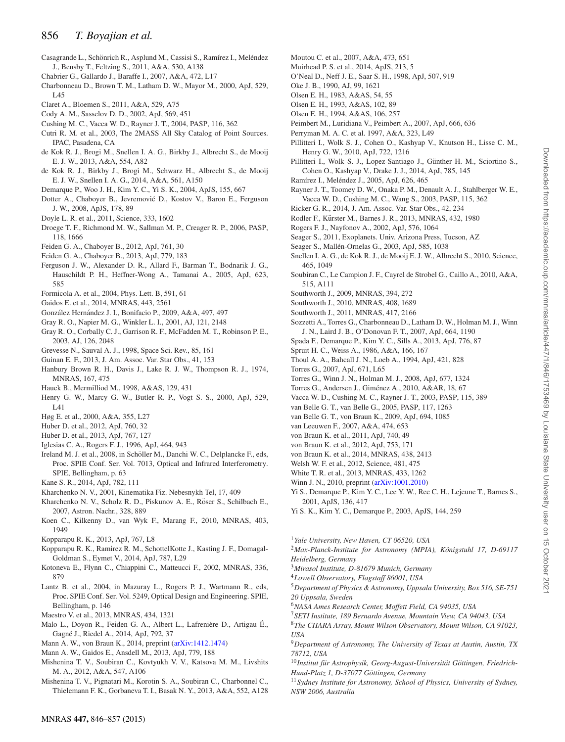Casagrande L., Schönrich R., Asplund M., Cassisi S., Ramírez I., Meléndez J., Bensby T., Feltzing S., 2011, A&A, 530, A138

Chabrier G., Gallardo J., Baraffe I., 2007, A&A, 472, L17

Charbonneau D., Brown T. M., Latham D. W., Mayor M., 2000, ApJ, 529, L45

Claret A., Bloemen S., 2011, A&A, 529, A75

Cody A. M., Sasselov D. D., 2002, ApJ, 569, 451

Cushing M. C., Vacca W. D., Rayner J. T., 2004, PASP, 116, 362

Cutri R. M. et al., 2003, The 2MASS All Sky Catalog of Point Sources. IPAC, Pasadena, CA

de Kok R. J., Brogi M., Snellen I. A. G., Birkby J., Albrecht S., de Mooij E. J. W., 2013, A&A, 554, A82

de Kok R. J., Birkby J., Brogi M., Schwarz H., Albrecht S., de Mooij E. J. W., Snellen I. A. G., 2014, A&A, 561, A150

Demarque P., Woo J. H., Kim Y. C., Yi S. K., 2004, ApJS, 155, 667

Dotter A., Chaboyer B., Jevremović D., Kostov V., Baron E., Ferguson J. W., 2008, ApJS, 178, 89

Doyle L. R. et al., 2011, Science, 333, 1602

Droege T. F., Richmond M. W., Sallman M. P., Creager R. P., 2006, PASP, 118, 1666

Feiden G. A., Chaboyer B., 2012, ApJ, 761, 30

Feiden G. A., Chaboyer B., 2013, ApJ, 779, 183

Ferguson J. W., Alexander D. R., Allard F., Barman T., Bodnarik J. G., Hauschildt P. H., Heffner-Wong A., Tamanai A., 2005, ApJ, 623, 585

Formicola A. et al., 2004, Phys. Lett. B, 591, 61

Gaidos E. et al., 2014, MNRAS, 443, 2561

González Hernández J. I., Bonifacio P., 2009, A&A, 497, 497

Gray R. O., Napier M. G., Winkler L. I., 2001, AJ, 121, 2148

Gray R. O., Corbally C. J., Garrison R. F., McFadden M. T., Robinson P. E., 2003, AJ, 126, 2048

Grevesse N., Sauval A. J., 1998, Space Sci. Rev., 85, 161

Guinan E. F., 2013, J. Am. Assoc. Var. Star Obs., 41, 153

Hanbury Brown R. H., Davis J., Lake R. J. W., Thompson R. J., 1974, MNRAS, 167, 475

Hauck B., Mermilliod M., 1998, A&AS, 129, 431

Henry G. W., Marcy G. W., Butler R. P., Vogt S. S., 2000, ApJ, 529, L41

Høg E. et al., 2000, A&A, 355, L27

Huber D. et al., 2012, ApJ, 760, 32

Huber D. et al., 2013, ApJ, 767, 127

Iglesias C. A., Rogers F. J., 1996, ApJ, 464, 943

Ireland M. J. et al., 2008, in Schöller M., Danchi W. C., Delplancke F., eds, Proc. SPIE Conf. Ser. Vol. 7013, Optical and Infrared Interferometry. SPIE, Bellingham, p. 63

Kane S. R., 2014, ApJ, 782, 111

Kharchenko N. V., 2001, Kinematika Fiz. Nebesnykh Tel, 17, 409

Kharchenko N. V., Scholz R. D., Piskunov A. E., Röser S., Schilbach E., 2007, Astron. Nachr., 328, 889

Koen C., Kilkenny D., van Wyk F., Marang F., 2010, MNRAS, 403, 1949

Kopparapu R. K., 2013, ApJ, 767, L8

Kopparapu R. K., Ramirez R. M., SchottelKotte J., Kasting J. F., Domagal-Goldman S., Eymet V., 2014, ApJ, 787, L29

Kotoneva E., Flynn C., Chiappini C., Matteucci F., 2002, MNRAS, 336, 879

Lantz B. et al., 2004, in Mazuray L., Rogers P. J., Wartmann R., eds, Proc. SPIE Conf. Ser. Vol. 5249, Optical Design and Engineering. SPIE, Bellingham, p. 146

Maestro V. et al., 2013, MNRAS, 434, 1321

Malo L., Doyon R., Feiden G. A., Albert L., Lafrenière D., Artigau É., Gagné J., Riedel A., 2014, ApJ, 792, 37

Mann A. W., von Braun K., 2014, preprint (arXiv:1412.1474)

Mann A. W., Gaidos E., Ansdell M., 2013, ApJ, 779, 188

Mishenina T. V., Soubiran C., Kovtyukh V. V., Katsova M. M., Livshits M. A., 2012, A&A, 547, A106

Mishenina T. V., Pignatari M., Korotin S. A., Soubiran C., Charbonnel C., Thielemann F. K., Gorbaneva T. I., Basak N. Y., 2013, A&A, 552, A128

Moutou C. et al., 2007, A&A, 473, 651

Muirhead P. S. et al., 2014, ApJS, 213, 5

O'Neal D., Neff J. E., Saar S. H., 1998, ApJ, 507, 919

Oke J. B., 1990, AJ, 99, 1621

Olsen E. H., 1983, A&AS, 54, 55

Olsen E. H., 1993, A&AS, 102, 89

Olsen E. H., 1994, A&AS, 106, 257

Peimbert M., Luridiana V., Peimbert A., 2007, ApJ, 666, 636

Perryman M. A. C. et al. 1997, A&A, 323, L49

Pillitteri I., Wolk S. J., Cohen O., Kashyap V., Knutson H., Lisse C. M., Henry G. W., 2010, ApJ, 722, 1216

Pillitteri I., Wolk S. J., Lopez-Santiago J., Günther H. M., Sciortino S., Cohen O., Kashyap V., Drake J. J., 2014, ApJ, 785, 145

Ramírez I., Meléndez J., 2005, ApJ, 626, 465

Rayner J. T., Toomey D. W., Onaka P. M., Denault A. J., Stahlberger W. E., Vacca W. D., Cushing M. C., Wang S., 2003, PASP, 115, 362

Ricker G. R., 2014, J. Am. Assoc. Var. Star Obs., 42, 234

Rodler F., Kürster M., Barnes J. R., 2013, MNRAS, 432, 1980

Rogers F. J., Nayfonov A., 2002, ApJ, 576, 1064

Seager S., 2011, Exoplanets. Univ. Arizona Press, Tucson, AZ

Seager S., Mallén-Ornelas G., 2003, ApJ, 585, 1038

Snellen I. A. G., de Kok R. J., de Mooij E. J. W., Albrecht S., 2010, Science, 465, 1049

Soubiran C., Le Campion J. F., Cayrel de Strobel G., Caillo A., 2010, A&A, 515, A111

Southworth J., 2009, MNRAS, 394, 272

Southworth J., 2010, MNRAS, 408, 1689

Southworth J., 2011, MNRAS, 417, 2166

Sozzetti A., Torres G., Charbonneau D., Latham D. W., Holman M. J., Winn J. N., Laird J. B., O'Donovan F. T., 2007, ApJ, 664, 1190

Spada F., Demarque P., Kim Y. C., Sills A., 2013, ApJ, 776, 87

Spruit H. C., Weiss A., 1986, A&A, 166, 167

Thoul A. A., Bahcall J. N., Loeb A., 1994, ApJ, 421, 828

Torres G., 2007, ApJ, 671, L65

Torres G., Winn J. N., Holman M. J., 2008, ApJ, 677, 1324

Torres G., Andersen J., Giménez A., 2010, A&AR, 18, 67

Vacca W. D., Cushing M. C., Rayner J. T., 2003, PASP, 115, 389

van Belle G. T., van Belle G., 2005, PASP, 117, 1263

van Belle G. T., von Braun K., 2009, ApJ, 694, 1085

van Leeuwen F., 2007, A&A, 474, 653

von Braun K. et al., 2011, ApJ, 740, 49

von Braun K. et al., 2012, ApJ, 753, 171

von Braun K. et al., 2014, MNRAS, 438, 2413

Welsh W. F. et al., 2012, Science, 481, 475

White T. R. et al., 2013, MNRAS, 433, 1262

Winn J. N., 2010, preprint (arXiv:1001.2010)

Yi S., Demarque P., Kim Y. C., Lee Y. W., Ree C. H., Lejeune T., Barnes S., 2001, ApJS, 136, 417

Yi S. K., Kim Y. C., Demarque P., 2003, ApJS, 144, 259

[1]*Yale University, New Haven, CT 06520, USA*

[2]*Max-Planck-Institute for Astronomy (MPIA), Königstuhl 17, D-69117 Heidelberg, Germany*

[3]*Mirasol Institute, D-81679 Munich, Germany*

[4]*Lowell Observatory, Flagstaff 86001, USA*

[5]*Department of Physics & Astronomy, Uppsala University, Box 516, SE-751 20 Uppsala, Sweden*

[6]*NASA Ames Research Center, Moffett Field, CA 94035, USA*

[7]*SETI Institute, 189 Bernardo Avenue, Mountain View, CA 94043, USA*

[8]*The CHARA Array, Mount Wilson Observatory, Mount Wilson, CA 91023, USA*

[9]*Department of Astronomy, The University of Texas at Austin, Austin, TX 78712, USA*

[10]*Institut für Astrophysik, Georg-August-Universität Göttingen, Friedrich-Hund-Platz 1, D-37077 Göttingen, Germany*

[11]*Sydney Institute for Astronomy, School of Physics, University of Sydney, NSW 2006, Australia*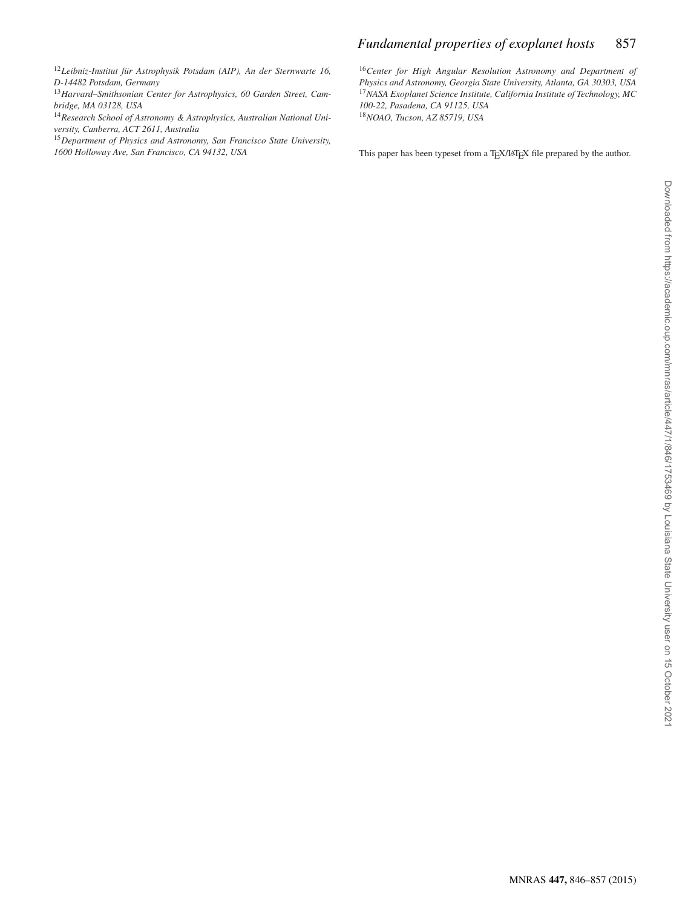[12] *Leibniz-Institut für Astrophysik Potsdam (AIP), An der Sternwarte 16, D-14482 Potsdam, Germany*
[13] *Harvard–Smithsonian Center for Astrophysics, 60 Garden Street, Cambridge, MA 03128, USA*
[14] *Research School of Astronomy & Astrophysics, Australian National University, Canberra, ACT 2611, Australia*
[15] *Department of Physics and Astronomy, San Francisco State University, 1600 Holloway Ave, San Francisco, CA 94132, USA*
[16] *Center for High Angular Resolution Astronomy and Department of Physics and Astronomy, Georgia State University, Atlanta, GA 30303, USA*
[17] *NASA Exoplanet Science Institute, California Institute of Technology, MC 100-22, Pasadena, CA 91125, USA*
[18] *NOAO, Tucson, AZ 85719, USA*

This paper has been typeset from a TEX/LATEX file prepared by the author.